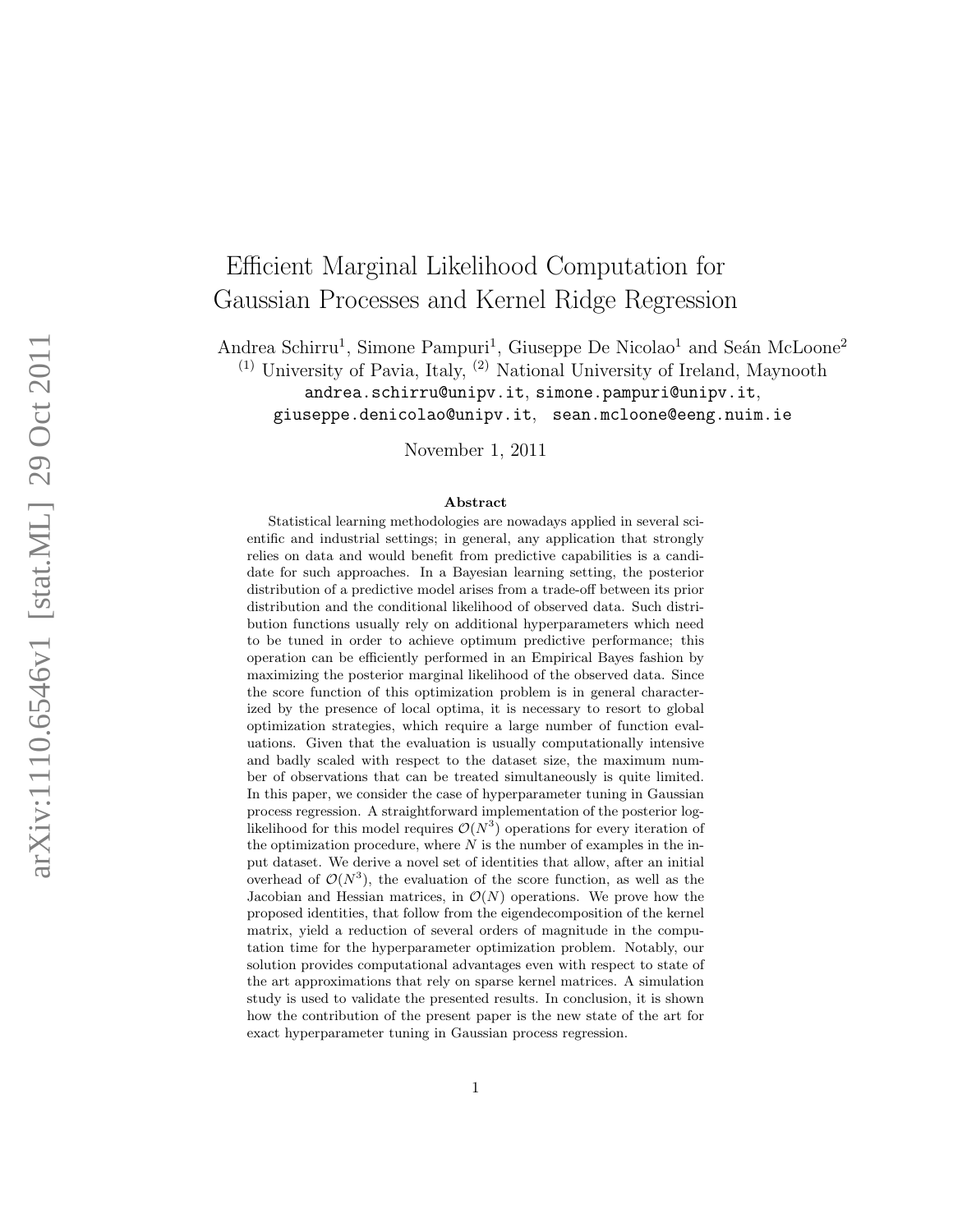# Efficient Marginal Likelihood Computation for Gaussian Processes and Kernel Ridge Regression

Andrea Schirru[1], Simone Pampuri[1], Giuseppe De Nicolao[1] and Seán McLoone[2]

[1] University of Pavia, Italy, [2] National University of Ireland, Maynooth

andrea.schirru@unipv.it, simone.pampuri@unipv.it, giuseppe.denicolao@unipv.it, sean.mcloone@eeng.nuim.ie

November 1, 2011

### Abstract

Statistical learning methodologies are nowadays applied in several scientific and industrial settings; in general, any application that strongly relies on data and would benefit from predictive capabilities is a candidate for such approaches. In a Bayesian learning setting, the posterior distribution of a predictive model arises from a trade-off between its prior distribution and the conditional likelihood of observed data. Such distribution functions usually rely on additional hyperparameters which need to be tuned in order to achieve optimum predictive performance; this operation can be efficiently performed in an Empirical Bayes fashion by maximizing the posterior marginal likelihood of the observed data. Since the score function of this optimization problem is in general characterized by the presence of local optima, it is necessary to resort to global optimization strategies, which require a large number of function evaluations. Given that the evaluation is usually computationally intensive and badly scaled with respect to the dataset size, the maximum number of observations that can be treated simultaneously is quite limited. In this paper, we consider the case of hyperparameter tuning in Gaussian process regression. A straightforward implementation of the posterior log-likelihood for this model requires $\mathcal{O}(N^3)$ operations for every iteration of the optimization procedure, where $N$ is the number of examples in the input dataset. We derive a novel set of identities that allow, after an initial overhead of $\mathcal{O}(N^3)$, the evaluation of the score function, as well as the Jacobian and Hessian matrices, in $\mathcal{O}(N)$ operations. We prove how the proposed identities, that follow from the eigendecomposition of the kernel matrix, yield a reduction of several orders of magnitude in the computation time for the hyperparameter optimization problem. Notably, our solution provides computational advantages even with respect to state of the art approximations that rely on sparse kernel matrices. A simulation study is used to validate the presented results. In conclusion, it is shown how the contribution of the present paper is the new state of the art for exact hyperparameter tuning in Gaussian process regression.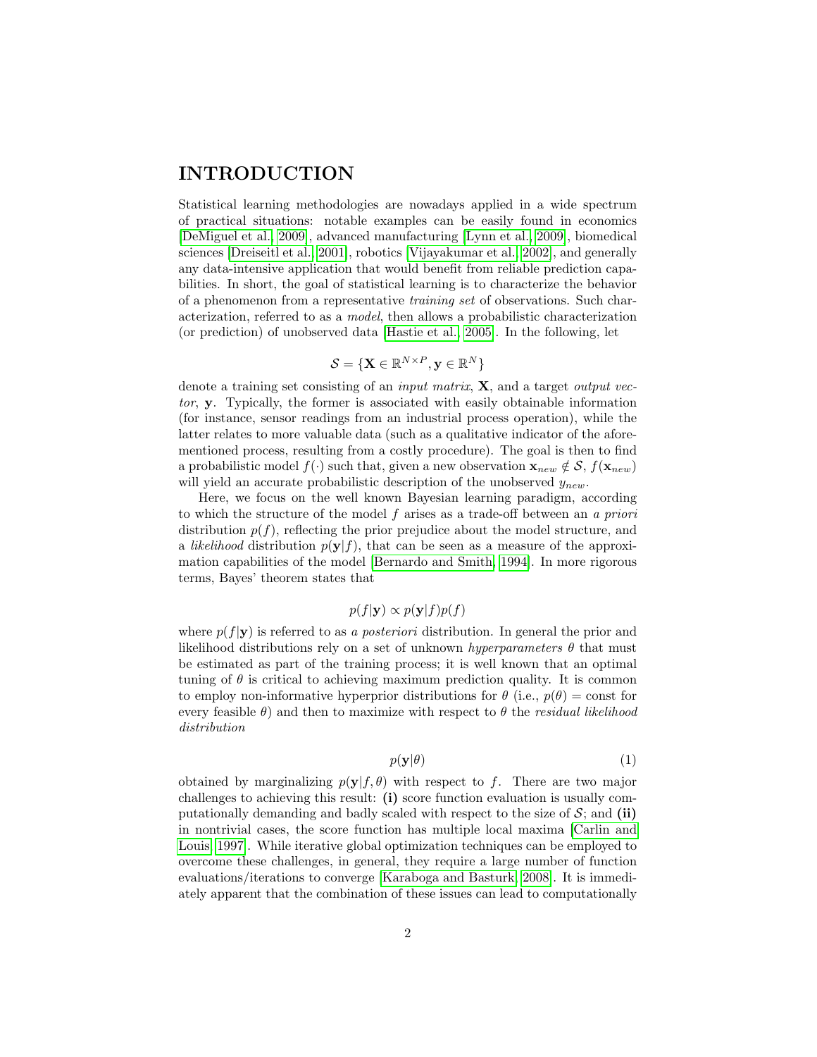# INTRODUCTION

Statistical learning methodologies are nowadays applied in a wide spectrum of practical situations: notable examples can be easily found in economics [DeMiguel et al., 2009], advanced manufacturing [Lynn et al., 2009], biomedical sciences [Dreiseitl et al., 2001], robotics [Vijayakumar et al., 2002], and generally any data-intensive application that would benefit from reliable prediction capabilities. In short, the goal of statistical learning is to characterize the behavior of a phenomenon from a representative *training set* of observations. Such characterization, referred to as a *model*, then allows a probabilistic characterization (or prediction) of unobserved data [Hastie et al., 2005]. In the following, let

$$\mathcal{S} = \{\mathbf{X} \in \mathbb{R}^{N \times P}, \mathbf{y} \in \mathbb{R}^N\}$$

denote a training set consisting of an *input matrix*, $\mathbf{X}$, and a target *output vector*, $\mathbf{y}$. Typically, the former is associated with easily obtainable information (for instance, sensor readings from an industrial process operation), while the latter relates to more valuable data (such as a qualitative indicator of the aforementioned process, resulting from a costly procedure). The goal is then to find a probabilistic model $f(\cdot)$ such that, given a new observation $\mathbf{x}_{new} \notin \mathcal{S}$, $f(\mathbf{x}_{new})$ will yield an accurate probabilistic description of the unobserved $y_{new}$.

Here, we focus on the well known Bayesian learning paradigm, according to which the structure of the model $f$ arises as a trade-off between an *a priori* distribution $p(f)$, reflecting the prior prejudice about the model structure, and a *likelihood* distribution $p(\mathbf{y}|f)$, that can be seen as a measure of the approximation capabilities of the model [Bernardo and Smith, 1994]. In more rigorous terms, Bayes' theorem states that

$$p(f|\mathbf{y}) \propto p(\mathbf{y}|f)p(f)$$

where $p(f|\mathbf{y})$ is referred to as *a posteriori* distribution. In general the prior and likelihood distributions rely on a set of unknown *hyperparameters* $\theta$ that must be estimated as part of the training process; it is well known that an optimal tuning of $\theta$ is critical to achieving maximum prediction quality. It is common to employ non-informative hyperprior distributions for $\theta$ (i.e., $p(\theta) = \text{const}$ for every feasible $\theta$) and then to maximize with respect to $\theta$ the *residual likelihood distribution*

$$p(\mathbf{y}|\theta) \tag{1}$$

obtained by marginalizing $p(\mathbf{y}|f, \theta)$ with respect to $f$. There are two major challenges to achieving this result: **(i)** score function evaluation is usually computationally demanding and badly scaled with respect to the size of $\mathcal{S}$; and **(ii)** in nontrivial cases, the score function has multiple local maxima [Carlin and Louis, 1997]. While iterative global optimization techniques can be employed to overcome these challenges, in general, they require a large number of function evaluations/iterations to converge [Karaboga and Basturk, 2008]. It is immediately apparent that the combination of these issues can lead to computationally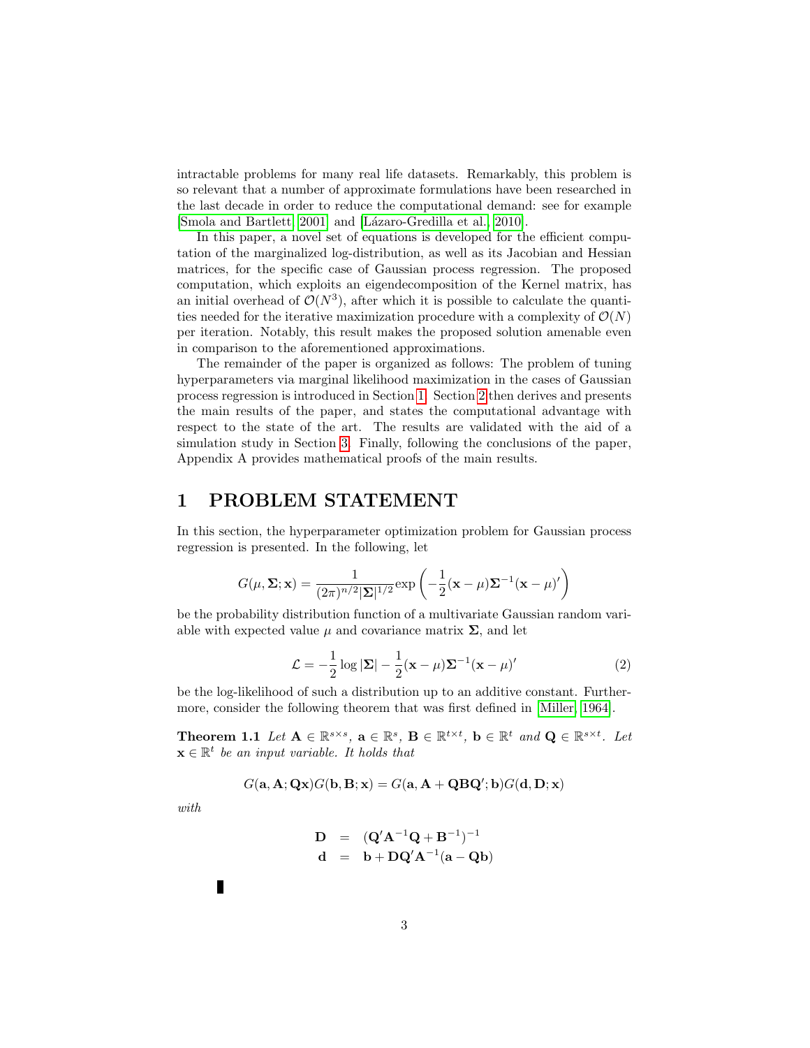intractable problems for many real life datasets. Remarkably, this problem is so relevant that a number of approximate formulations have been researched in the last decade in order to reduce the computational demand: see for example [Smola and Bartlett, 2001] and [Lázaro-Gredilla et al., 2010].

In this paper, a novel set of equations is developed for the efficient computation of the marginalized log-distribution, as well as its Jacobian and Hessian matrices, for the specific case of Gaussian process regression. The proposed computation, which exploits an eigendecomposition of the Kernel matrix, has an initial overhead of $\mathcal{O}(N^3)$, after which it is possible to calculate the quantities needed for the iterative maximization procedure with a complexity of $\mathcal{O}(N)$ per iteration. Notably, this result makes the proposed solution amenable even in comparison to the aforementioned approximations.

The remainder of the paper is organized as follows: The problem of tuning hyperparameters via marginal likelihood maximization in the cases of Gaussian process regression is introduced in Section 1. Section 2 then derives and presents the main results of the paper, and states the computational advantage with respect to the state of the art. The results are validated with the aid of a simulation study in Section 3. Finally, following the conclusions of the paper, Appendix A provides mathematical proofs of the main results.

# 1 PROBLEM STATEMENT

In this section, the hyperparameter optimization problem for Gaussian process regression is presented. In the following, let

$$G(\mu, \mathbf{\Sigma}; \mathbf{x}) = \frac{1}{(2\pi)^{n/2}|\mathbf{\Sigma}|^{1/2}} \exp\left(-\frac{1}{2}(\mathbf{x}-\mu)\mathbf{\Sigma}^{-1}(\mathbf{x}-\mu)'\right)$$

be the probability distribution function of a multivariate Gaussian random variable with expected value $\mu$ and covariance matrix $\mathbf{\Sigma}$, and let

$$\mathcal{L} = -\frac{1}{2}\log|\mathbf{\Sigma}| - \frac{1}{2}(\mathbf{x}-\mu)\mathbf{\Sigma}^{-1}(\mathbf{x}-\mu)' \tag{2}$$

be the log-likelihood of such a distribution up to an additive constant. Furthermore, consider the following theorem that was first defined in [Miller, 1964].

**Theorem 1.1** *Let $\mathbf{A} \in \mathbb{R}^{s\times s}$, $\mathbf{a} \in \mathbb{R}^s$, $\mathbf{B} \in \mathbb{R}^{t\times t}$, $\mathbf{b} \in \mathbb{R}^t$ and $\mathbf{Q} \in \mathbb{R}^{s\times t}$. Let $\mathbf{x} \in \mathbb{R}^t$ be an input variable. It holds that*

$$G(\mathbf{a}, \mathbf{A}; \mathbf{Q}\mathbf{x})G(\mathbf{b}, \mathbf{B}; \mathbf{x}) = G(\mathbf{a}, \mathbf{A} + \mathbf{Q}\mathbf{B}\mathbf{Q}'; \mathbf{b})G(\mathbf{d}, \mathbf{D}; \mathbf{x})$$

*with*

$$\begin{aligned} \mathbf{D} &= (\mathbf{Q}'\mathbf{A}^{-1}\mathbf{Q} + \mathbf{B}^{-1})^{-1} \\ \mathbf{d} &= \mathbf{b} + \mathbf{D}\mathbf{Q}'\mathbf{A}^{-1}(\mathbf{a} - \mathbf{Q}\mathbf{b}) \end{aligned}$$

∎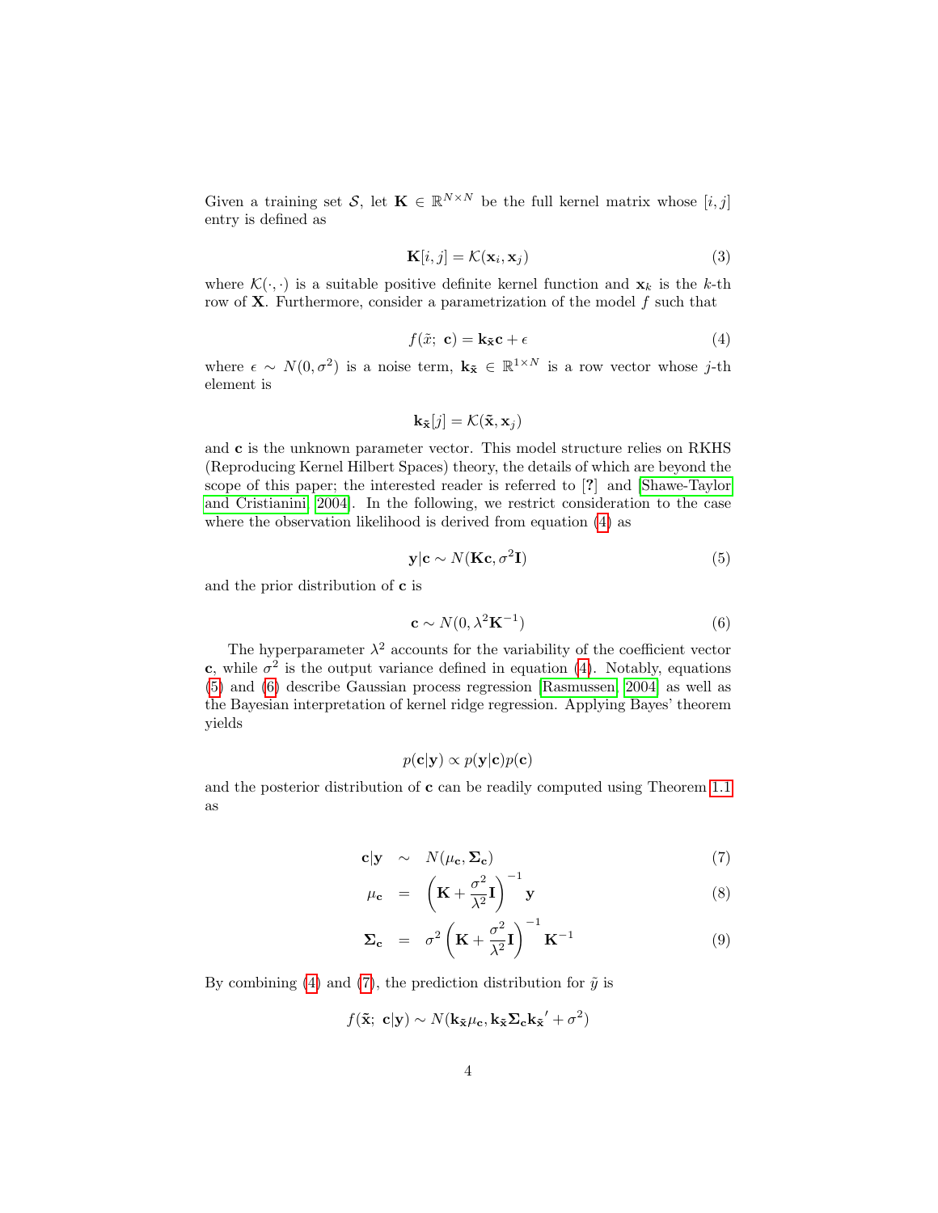Given a training set $\mathcal{S}$, let $\mathbf{K} \in \mathbb{R}^{N \times N}$ be the full kernel matrix whose $[i, j]$ entry is defined as

$$\mathbf{K}[i, j] = \mathcal{K}(\mathbf{x}_i, \mathbf{x}_j) \tag{3}$$

where $\mathcal{K}(\cdot, \cdot)$ is a suitable positive definite kernel function and $\mathbf{x}_k$ is the $k$-th row of $\mathbf{X}$. Furthermore, consider a parametrization of the model $f$ such that

$$f(\tilde{x};\ \mathbf{c}) = \mathbf{k}_{\tilde{\mathbf{x}}}\mathbf{c} + \epsilon \tag{4}$$

where $\epsilon \sim N(0, \sigma^2)$ is a noise term, $\mathbf{k}_{\tilde{\mathbf{x}}} \in \mathbb{R}^{1 \times N}$ is a row vector whose $j$-th element is

$$\mathbf{k}_{\tilde{\mathbf{x}}}[j] = \mathcal{K}(\tilde{\mathbf{x}}, \mathbf{x}_j)$$

and $\mathbf{c}$ is the unknown parameter vector. This model structure relies on RKHS (Reproducing Kernel Hilbert Spaces) theory, the details of which are beyond the scope of this paper; the interested reader is referred to [?] and [Shawe-Taylor and Cristianini, 2004]. In the following, we restrict consideration to the case where the observation likelihood is derived from equation (4) as

$$\mathbf{y}|\mathbf{c} \sim N(\mathbf{K}\mathbf{c}, \sigma^2\mathbf{I}) \tag{5}$$

and the prior distribution of $\mathbf{c}$ is

$$\mathbf{c} \sim N(0, \lambda^2\mathbf{K}^{-1}) \tag{6}$$

The hyperparameter $\lambda^2$ accounts for the variability of the coefficient vector $\mathbf{c}$, while $\sigma^2$ is the output variance defined in equation (4). Notably, equations (5) and (6) describe Gaussian process regression [Rasmussen, 2004] as well as the Bayesian interpretation of kernel ridge regression. Applying Bayes' theorem yields

$$p(\mathbf{c}|\mathbf{y}) \propto p(\mathbf{y}|\mathbf{c})p(\mathbf{c})$$

and the posterior distribution of $\mathbf{c}$ can be readily computed using Theorem 1.1 as

$$\mathbf{c}|\mathbf{y} \sim N(\mu_{\mathbf{c}}, \boldsymbol{\Sigma}_{\mathbf{c}}) \tag{7}$$

$$\mu_{\mathbf{c}} = \left(\mathbf{K} + \frac{\sigma^2}{\lambda^2}\mathbf{I}\right)^{-1}\mathbf{y} \tag{8}$$

$$\boldsymbol{\Sigma}_{\mathbf{c}} = \sigma^2\left(\mathbf{K} + \frac{\sigma^2}{\lambda^2}\mathbf{I}\right)^{-1}\mathbf{K}^{-1} \tag{9}$$

By combining (4) and (7), the prediction distribution for $\tilde{y}$ is

$$f(\tilde{\mathbf{x}};\ \mathbf{c}|\mathbf{y}) \sim N(\mathbf{k}_{\tilde{\mathbf{x}}}\mu_{\mathbf{c}}, \mathbf{k}_{\tilde{\mathbf{x}}}\boldsymbol{\Sigma}_{\mathbf{c}}\mathbf{k}_{\tilde{\mathbf{x}}}' + \sigma^2)$$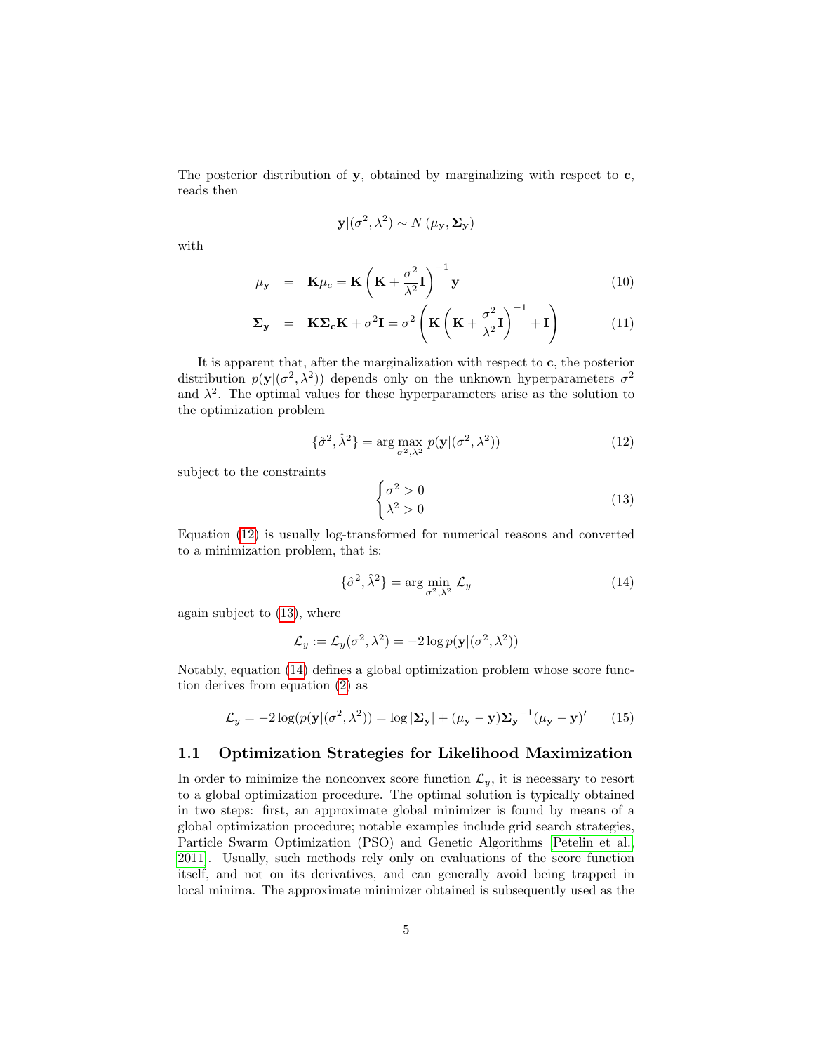The posterior distribution of $\mathbf{y}$, obtained by marginalizing with respect to $\mathbf{c}$, reads then

$$\mathbf{y}|(\sigma^2, \lambda^2) \sim N(\mu_{\mathbf{y}}, \mathbf{\Sigma_y})$$

with

$$\mu_{\mathbf{y}} = \mathbf{K}\mu_c = \mathbf{K}\left(\mathbf{K} + \frac{\sigma^2}{\lambda^2}\mathbf{I}\right)^{-1}\mathbf{y} \tag{10}$$

$$\mathbf{\Sigma_y} = \mathbf{K}\mathbf{\Sigma_c}\mathbf{K} + \sigma^2\mathbf{I} = \sigma^2\left(\mathbf{K}\left(\mathbf{K} + \frac{\sigma^2}{\lambda^2}\mathbf{I}\right)^{-1} + \mathbf{I}\right) \tag{11}$$

It is apparent that, after the marginalization with respect to $\mathbf{c}$, the posterior distribution $p(\mathbf{y}|(\sigma^2, \lambda^2))$ depends only on the unknown hyperparameters $\sigma^2$ and $\lambda^2$. The optimal values for these hyperparameters arise as the solution to the optimization problem

$$\{\hat{\sigma}^2, \hat{\lambda}^2\} = \arg\max_{\sigma^2, \lambda^2} p(\mathbf{y}|(\sigma^2, \lambda^2)) \tag{12}$$

subject to the constraints

$$\begin{cases} \sigma^2 > 0 \\ \lambda^2 > 0 \end{cases} \tag{13}$$

Equation (12) is usually log-transformed for numerical reasons and converted to a minimization problem, that is:

$$\{\hat{\sigma}^2, \hat{\lambda}^2\} = \arg\min_{\sigma^2, \lambda^2} \mathcal{L}_y \tag{14}$$

again subject to (13), where

$$\mathcal{L}_y := \mathcal{L}_y(\sigma^2, \lambda^2) = -2\log p(\mathbf{y}|(\sigma^2, \lambda^2))$$

Notably, equation (14) defines a global optimization problem whose score function derives from equation (2) as

$$\mathcal{L}_y = -2\log(p(\mathbf{y}|(\sigma^2, \lambda^2)) = \log|\mathbf{\Sigma_y}| + (\mu_{\mathbf{y}} - \mathbf{y})\mathbf{\Sigma_y}^{-1}(\mu_{\mathbf{y}} - \mathbf{y})' \tag{15}$$

## 1.1 Optimization Strategies for Likelihood Maximization

In order to minimize the nonconvex score function $\mathcal{L}_y$, it is necessary to resort to a global optimization procedure. The optimal solution is typically obtained in two steps: first, an approximate global minimizer is found by means of a global optimization procedure; notable examples include grid search strategies, Particle Swarm Optimization (PSO) and Genetic Algorithms [Petelin et al. 2011]. Usually, such methods rely only on evaluations of the score function itself, and not on its derivatives, and can generally avoid being trapped in local minima. The approximate minimizer obtained is subsequently used as the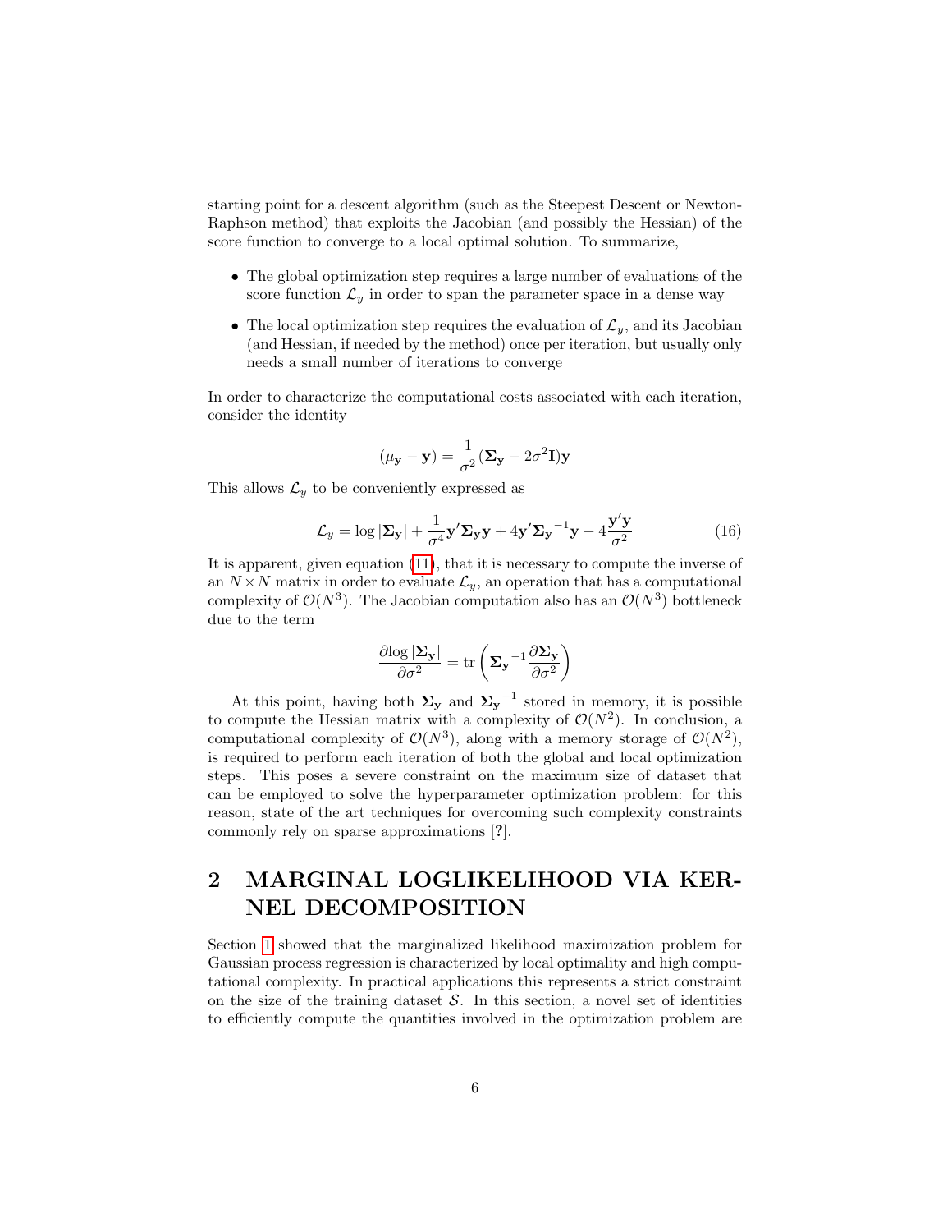starting point for a descent algorithm (such as the Steepest Descent or Newton-Raphson method) that exploits the Jacobian (and possibly the Hessian) of the score function to converge to a local optimal solution. To summarize,

- The global optimization step requires a large number of evaluations of the score function $\mathcal{L}_y$ in order to span the parameter space in a dense way
- The local optimization step requires the evaluation of $\mathcal{L}_y$, and its Jacobian (and Hessian, if needed by the method) once per iteration, but usually only needs a small number of iterations to converge

In order to characterize the computational costs associated with each iteration, consider the identity

$$(\mu_{\mathbf{y}} - \mathbf{y}) = \frac{1}{\sigma^2}(\mathbf{\Sigma_y} - 2\sigma^2\mathbf{I})\mathbf{y}$$

This allows $\mathcal{L}_y$ to be conveniently expressed as

$$\mathcal{L}_y = \log|\mathbf{\Sigma_y}| + \frac{1}{\sigma^4}\mathbf{y}'\mathbf{\Sigma_y}\mathbf{y} + 4\mathbf{y}'\mathbf{\Sigma_y}^{-1}\mathbf{y} - 4\frac{\mathbf{y}'\mathbf{y}}{\sigma^2} \tag{16}$$

It is apparent, given equation (11), that it is necessary to compute the inverse of an $N \times N$ matrix in order to evaluate $\mathcal{L}_y$, an operation that has a computational complexity of $\mathcal{O}(N^3)$. The Jacobian computation also has an $\mathcal{O}(N^3)$ bottleneck due to the term

$$\frac{\partial \log|\mathbf{\Sigma_y}|}{\partial \sigma^2} = \operatorname{tr}\left(\mathbf{\Sigma_y}^{-1}\frac{\partial \mathbf{\Sigma_y}}{\partial \sigma^2}\right)$$

At this point, having both $\mathbf{\Sigma_y}$ and $\mathbf{\Sigma_y}^{-1}$ stored in memory, it is possible to compute the Hessian matrix with a complexity of $\mathcal{O}(N^2)$. In conclusion, a computational complexity of $\mathcal{O}(N^3)$, along with a memory storage of $\mathcal{O}(N^2)$, is required to perform each iteration of both the global and local optimization steps. This poses a severe constraint on the maximum size of dataset that can be employed to solve the hyperparameter optimization problem: for this reason, state of the art techniques for overcoming such complexity constraints commonly rely on sparse approximations [?].

# 2 MARGINAL LOGLIKELIHOOD VIA KERNEL DECOMPOSITION

Section 1 showed that the marginalized likelihood maximization problem for Gaussian process regression is characterized by local optimality and high computational complexity. In practical applications this represents a strict constraint on the size of the training dataset $\mathcal{S}$. In this section, a novel set of identities to efficiently compute the quantities involved in the optimization problem are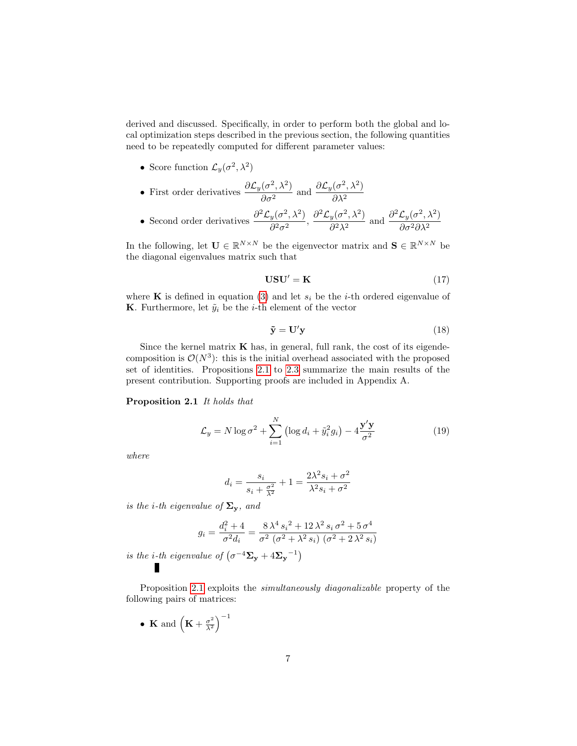derived and discussed. Specifically, in order to perform both the global and local optimization steps described in the previous section, the following quantities need to be repeatedly computed for different parameter values:

- Score function $\mathcal{L}_y(\sigma^2, \lambda^2)$
- First order derivatives $\dfrac{\partial \mathcal{L}_y(\sigma^2, \lambda^2)}{\partial \sigma^2}$ and $\dfrac{\partial \mathcal{L}_y(\sigma^2, \lambda^2)}{\partial \lambda^2}$
- Second order derivatives $\dfrac{\partial^2 \mathcal{L}_y(\sigma^2, \lambda^2)}{\partial^2 \sigma^2}$, $\dfrac{\partial^2 \mathcal{L}_y(\sigma^2, \lambda^2)}{\partial^2 \lambda^2}$ and $\dfrac{\partial^2 \mathcal{L}_y(\sigma^2, \lambda^2)}{\partial \sigma^2 \partial \lambda^2}$

In the following, let $\mathbf{U} \in \mathbb{R}^{N \times N}$ be the eigenvector matrix and $\mathbf{S} \in \mathbb{R}^{N \times N}$ be the diagonal eigenvalues matrix such that

$$\mathbf{U}\mathbf{S}\mathbf{U}' = \mathbf{K} \tag{17}$$

where $\mathbf{K}$ is defined in equation (3) and let $s_i$ be the $i$-th ordered eigenvalue of $\mathbf{K}$. Furthermore, let $\tilde{y}_i$ be the $i$-th element of the vector

$$\tilde{\mathbf{y}} = \mathbf{U}'\mathbf{y} \tag{18}$$

Since the kernel matrix $\mathbf{K}$ has, in general, full rank, the cost of its eigendecomposition is $\mathcal{O}(N^3)$: this is the initial overhead associated with the proposed set of identities. Propositions 2.1 to 2.3 summarize the main results of the present contribution. Supporting proofs are included in Appendix A.

**Proposition 2.1** *It holds that*

$$\mathcal{L}_y = N \log \sigma^2 + \sum_{i=1}^{N} \left( \log d_i + \tilde{y}_i^2 g_i \right) - 4 \frac{\mathbf{y}'\mathbf{y}}{\sigma^2} \tag{19}$$

*where*

$$d_i = \frac{s_i}{s_i + \frac{\sigma^2}{\lambda^2}} + 1 = \frac{2\lambda^2 s_i + \sigma^2}{\lambda^2 s_i + \sigma^2}$$

*is the $i$-th eigenvalue of $\mathbf{\Sigma_y}$, and*

$$g_i = \frac{d_i^2 + 4}{\sigma^2 d_i} = \frac{8\,\lambda^4\, {s_i}^2 + 12\,\lambda^2\, s_i\, \sigma^2 + 5\,\sigma^4}{\sigma^2\, \left(\sigma^2 + \lambda^2\, s_i\right)\, \left(\sigma^2 + 2\,\lambda^2\, s_i\right)}$$

*is the $i$-th eigenvalue of $\left(\sigma^{-4}\mathbf{\Sigma_y} + 4{\mathbf{\Sigma_y}}^{-1}\right)$*

∎

Proposition 2.1 exploits the *simultaneously diagonalizable* property of the following pairs of matrices:

- $\mathbf{K}$ and $\left(\mathbf{K} + \frac{\sigma^2}{\lambda^2}\right)^{-1}$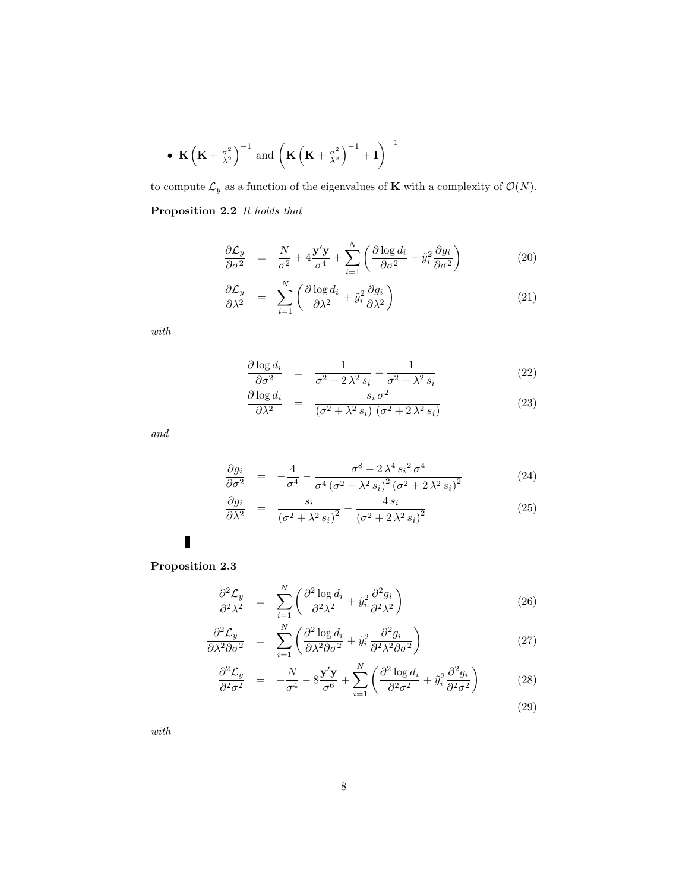- $\mathbf{K}\left(\mathbf{K}+\frac{\sigma^2}{\lambda^2}\right)^{-1}$ and $\left(\mathbf{K}\left(\mathbf{K}+\frac{\sigma^2}{\lambda^2}\right)^{-1}+\mathbf{I}\right)^{-1}$

to compute $\mathcal{L}_y$ as a function of the eigenvalues of $\mathbf{K}$ with a complexity of $\mathcal{O}(N)$.

**Proposition 2.2** *It holds that*

$$
\begin{aligned}
\frac{\partial \mathcal{L}_y}{\partial \sigma^2} &= \frac{N}{\sigma^2} + 4\frac{\mathbf{y}'\mathbf{y}}{\sigma^4} + \sum_{i=1}^{N}\left(\frac{\partial \log d_i}{\partial \sigma^2} + \tilde{y}_i^2 \frac{\partial g_i}{\partial \sigma^2}\right) &\quad (20)\\
\frac{\partial \mathcal{L}_y}{\partial \lambda^2} &= \sum_{i=1}^{N}\left(\frac{\partial \log d_i}{\partial \lambda^2} + \tilde{y}_i^2 \frac{\partial g_i}{\partial \lambda^2}\right) &\quad (21)
\end{aligned}
$$

*with*

$$
\begin{aligned}
\frac{\partial \log d_i}{\partial \sigma^2} &= \frac{1}{\sigma^2 + 2\,\lambda^2\, s_i} - \frac{1}{\sigma^2 + \lambda^2\, s_i} &\quad (22)\\
\frac{\partial \log d_i}{\partial \lambda^2} &= \frac{s_i\,\sigma^2}{\left(\sigma^2 + \lambda^2\, s_i\right)\,\left(\sigma^2 + 2\,\lambda^2\, s_i\right)} &\quad (23)
\end{aligned}
$$

*and*

$$
\begin{aligned}
\frac{\partial g_i}{\partial \sigma^2} &= -\frac{4}{\sigma^4} - \frac{\sigma^8 - 2\,\lambda^4\, {s_i}^2\, \sigma^4}{\sigma^4\left(\sigma^2 + \lambda^2\, s_i\right)^2\left(\sigma^2 + 2\,\lambda^2\, s_i\right)^2} &\quad (24)\\
\frac{\partial g_i}{\partial \lambda^2} &= \frac{s_i}{\left(\sigma^2 + \lambda^2\, s_i\right)^2} - \frac{4\, s_i}{\left(\sigma^2 + 2\,\lambda^2\, s_i\right)^2} &\quad (25)
\end{aligned}
$$

∎

**Proposition 2.3**

$$
\begin{aligned}
\frac{\partial^2 \mathcal{L}_y}{\partial^2 \lambda^2} &= \sum_{i=1}^{N}\left(\frac{\partial^2 \log d_i}{\partial^2 \lambda^2} + \tilde{y}_i^2 \frac{\partial^2 g_i}{\partial^2 \lambda^2}\right) &\quad (26)\\
\frac{\partial^2 \mathcal{L}_y}{\partial \lambda^2 \partial \sigma^2} &= \sum_{i=1}^{N}\left(\frac{\partial^2 \log d_i}{\partial \lambda^2 \partial \sigma^2} + \tilde{y}_i^2 \frac{\partial^2 g_i}{\partial^2 \lambda^2 \partial \sigma^2}\right) &\quad (27)\\
\frac{\partial^2 \mathcal{L}_y}{\partial^2 \sigma^2} &= -\frac{N}{\sigma^4} - 8\frac{\mathbf{y}'\mathbf{y}}{\sigma^6} + \sum_{i=1}^{N}\left(\frac{\partial^2 \log d_i}{\partial^2 \sigma^2} + \tilde{y}_i^2 \frac{\partial^2 g_i}{\partial^2 \sigma^2}\right) &\quad (28)\\
& &\quad (29)
\end{aligned}
$$

*with*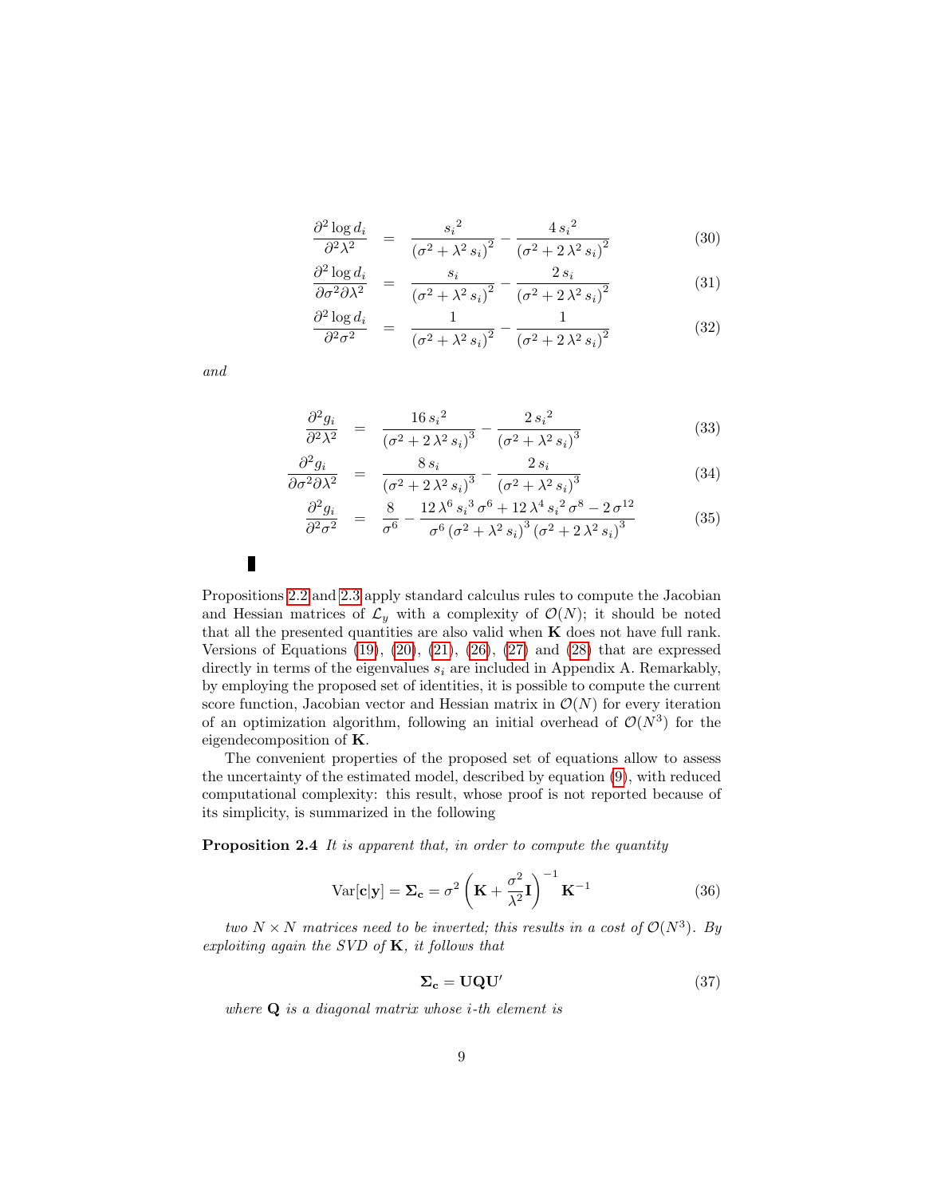$$
\begin{aligned}
\frac{\partial^2 \log d_i}{\partial^2 \lambda^2} &= \frac{{s_i}^2}{\left(\sigma^2+\lambda^2\, s_i\right)^2} - \frac{4\, {s_i}^2}{\left(\sigma^2+2\,\lambda^2\, s_i\right)^2} && (30)\\
\frac{\partial^2 \log d_i}{\partial \sigma^2 \partial \lambda^2} &= \frac{s_i}{\left(\sigma^2+\lambda^2\, s_i\right)^2} - \frac{2\, s_i}{\left(\sigma^2+2\,\lambda^2\, s_i\right)^2} && (31)\\
\frac{\partial^2 \log d_i}{\partial^2 \sigma^2} &= \frac{1}{\left(\sigma^2+\lambda^2\, s_i\right)^2} - \frac{1}{\left(\sigma^2+2\,\lambda^2\, s_i\right)^2} && (32)
\end{aligned}
$$

*and*

$$
\begin{aligned}
\frac{\partial^2 g_i}{\partial^2 \lambda^2} &= \frac{16\, {s_i}^2}{\left(\sigma^2+2\,\lambda^2\, s_i\right)^3} - \frac{2\, {s_i}^2}{\left(\sigma^2+\lambda^2\, s_i\right)^3} && (33)\\
\frac{\partial^2 g_i}{\partial \sigma^2 \partial \lambda^2} &= \frac{8\, s_i}{\left(\sigma^2+2\,\lambda^2\, s_i\right)^3} - \frac{2\, s_i}{\left(\sigma^2+\lambda^2\, s_i\right)^3} && (34)\\
\frac{\partial^2 g_i}{\partial^2 \sigma^2} &= \frac{8}{\sigma^6} - \frac{12\,\lambda^6\, {s_i}^3\, \sigma^6 + 12\,\lambda^4\, {s_i}^2\, \sigma^8 - 2\,\sigma^{12}}{\sigma^6 \left(\sigma^2+\lambda^2\, s_i\right)^3 \left(\sigma^2+2\,\lambda^2\, s_i\right)^3} && (35)
\end{aligned}
$$

∎

Propositions 2.2 and 2.3 apply standard calculus rules to compute the Jacobian and Hessian matrices of $\mathcal{L}_y$ with a complexity of $\mathcal{O}(N)$; it should be noted that all the presented quantities are also valid when $\mathbf{K}$ does not have full rank. Versions of Equations (19), (20), (21), (26), (27) and (28) that are expressed directly in terms of the eigenvalues $s_i$ are included in Appendix A. Remarkably, by employing the proposed set of identities, it is possible to compute the current score function, Jacobian vector and Hessian matrix in $\mathcal{O}(N)$ for every iteration of an optimization algorithm, following an initial overhead of $\mathcal{O}(N^3)$ for the eigendecomposition of $\mathbf{K}$.

The convenient properties of the proposed set of equations allow to assess the uncertainty of the estimated model, described by equation (9), with reduced computational complexity: this result, whose proof is not reported because of its simplicity, is summarized in the following

**Proposition 2.4** *It is apparent that, in order to compute the quantity*

$$
\mathrm{Var}[\mathbf{c}|\mathbf{y}] = \mathbf{\Sigma_c} = \sigma^2 \left(\mathbf{K} + \frac{\sigma^2}{\lambda^2}\mathbf{I}\right)^{-1} \mathbf{K}^{-1} \tag{36}
$$

*two $N \times N$ matrices need to be inverted; this results in a cost of $\mathcal{O}(N^3)$. By exploiting again the SVD of $\mathbf{K}$, it follows that*

$$
\mathbf{\Sigma_c} = \mathbf{U}\mathbf{Q}\mathbf{U}' \tag{37}
$$

*where $\mathbf{Q}$ is a diagonal matrix whose $i$-th element is*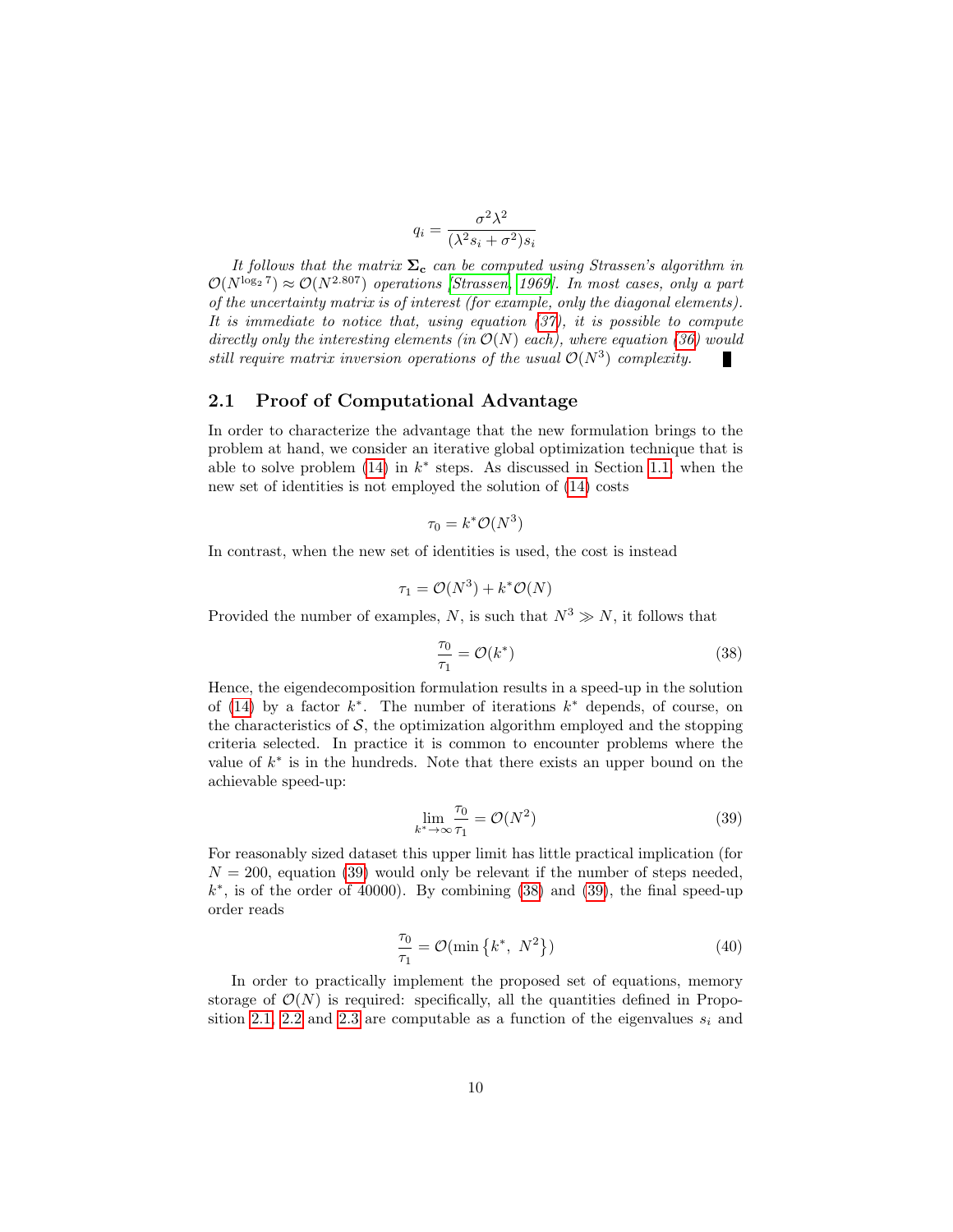$$q_i = \frac{\sigma^2 \lambda^2}{(\lambda^2 s_i + \sigma^2) s_i}$$

*It follows that the matrix $\mathbf{\Sigma_c}$ can be computed using Strassen's algorithm in $\mathcal{O}(N^{\log_2 7}) \approx \mathcal{O}(N^{2.807})$ operations [Strassen, 1969]. In most cases, only a part of the uncertainty matrix is of interest (for example, only the diagonal elements). It is immediate to notice that, using equation (37), it is possible to compute directly only the interesting elements (in $\mathcal{O}(N)$ each), where equation (36) would still require matrix inversion operations of the usual $\mathcal{O}(N^3)$ complexity.* ∎

## 2.1 Proof of Computational Advantage

In order to characterize the advantage that the new formulation brings to the problem at hand, we consider an iterative global optimization technique that is able to solve problem (14) in $k^*$ steps. As discussed in Section 1.1, when the new set of identities is not employed the solution of (14) costs

$$\tau_0 = k^* \mathcal{O}(N^3)$$

In contrast, when the new set of identities is used, the cost is instead

$$\tau_1 = \mathcal{O}(N^3) + k^* \mathcal{O}(N)$$

Provided the number of examples, $N$, is such that $N^3 \gg N$, it follows that

$$\frac{\tau_0}{\tau_1} = \mathcal{O}(k^*) \tag{38}$$

Hence, the eigendecomposition formulation results in a speed-up in the solution of (14) by a factor $k^*$. The number of iterations $k^*$ depends, of course, on the characteristics of $\mathcal{S}$, the optimization algorithm employed and the stopping criteria selected. In practice it is common to encounter problems where the value of $k^*$ is in the hundreds. Note that there exists an upper bound on the achievable speed-up:

$$\lim_{k^* \to \infty} \frac{\tau_0}{\tau_1} = \mathcal{O}(N^2) \tag{39}$$

For reasonably sized dataset this upper limit has little practical implication (for $N = 200$, equation (39) would only be relevant if the number of steps needed, $k^*$, is of the order of 40000). By combining (38) and (39), the final speed-up order reads

$$\frac{\tau_0}{\tau_1} = \mathcal{O}(\min\{k^*,\ N^2\}) \tag{40}$$

In order to practically implement the proposed set of equations, memory storage of $\mathcal{O}(N)$ is required: specifically, all the quantities defined in Proposition 2.1, 2.2 and 2.3 are computable as a function of the eigenvalues $s_i$ and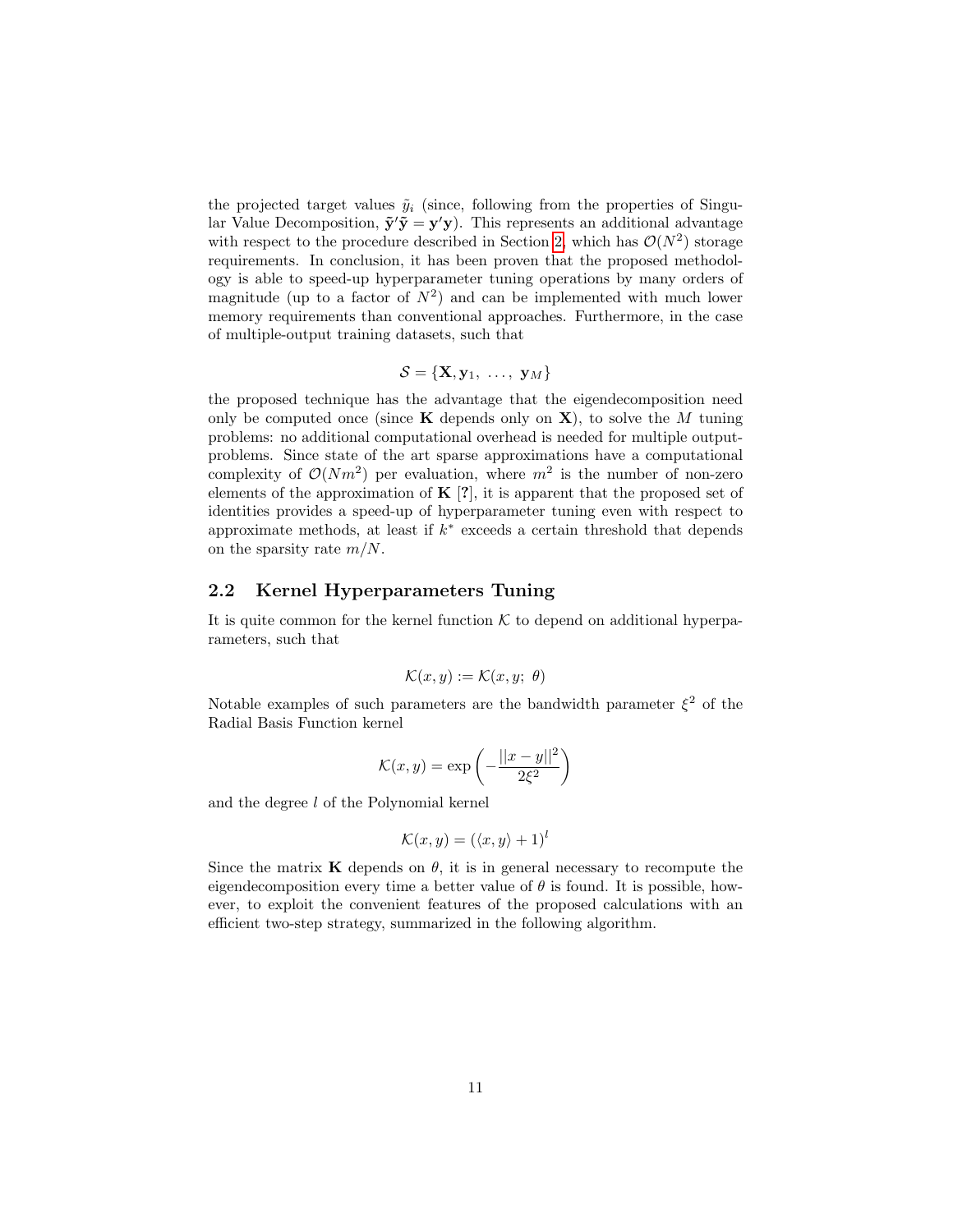the projected target values $\tilde{y}_i$ (since, following from the properties of Singular Value Decomposition, $\tilde{\mathbf{y}}'\tilde{\mathbf{y}} = \mathbf{y}'\mathbf{y}$). This represents an additional advantage with respect to the procedure described in Section 2, which has $\mathcal{O}(N^2)$ storage requirements. In conclusion, it has been proven that the proposed methodology is able to speed-up hyperparameter tuning operations by many orders of magnitude (up to a factor of $N^2$) and can be implemented with much lower memory requirements than conventional approaches. Furthermore, in the case of multiple-output training datasets, such that

$$\mathcal{S} = \{\mathbf{X}, \mathbf{y}_1, \ \ldots, \ \mathbf{y}_M\}$$

the proposed technique has the advantage that the eigendecomposition need only be computed once (since $\mathbf{K}$ depends only on $\mathbf{X}$), to solve the $M$ tuning problems: no additional computational overhead is needed for multiple output-problems. Since state of the art sparse approximations have a computational complexity of $\mathcal{O}(Nm^2)$ per evaluation, where $m^2$ is the number of non-zero elements of the approximation of $\mathbf{K}$ [?], it is apparent that the proposed set of identities provides a speed-up of hyperparameter tuning even with respect to approximate methods, at least if $k^*$ exceeds a certain threshold that depends on the sparsity rate $m/N$.

## 2.2 Kernel Hyperparameters Tuning

It is quite common for the kernel function $\mathcal{K}$ to depend on additional hyperparameters, such that

$$\mathcal{K}(x, y) := \mathcal{K}(x, y; \ \theta)$$

Notable examples of such parameters are the bandwidth parameter $\xi^2$ of the Radial Basis Function kernel

$$\mathcal{K}(x, y) = \exp\left(-\frac{||x - y||^2}{2\xi^2}\right)$$

and the degree $l$ of the Polynomial kernel

$$\mathcal{K}(x, y) = \left(\langle x, y \rangle + 1\right)^l$$

Since the matrix $\mathbf{K}$ depends on $\theta$, it is in general necessary to recompute the eigendecomposition every time a better value of $\theta$ is found. It is possible, however, to exploit the convenient features of the proposed calculations with an efficient two-step strategy, summarized in the following algorithm.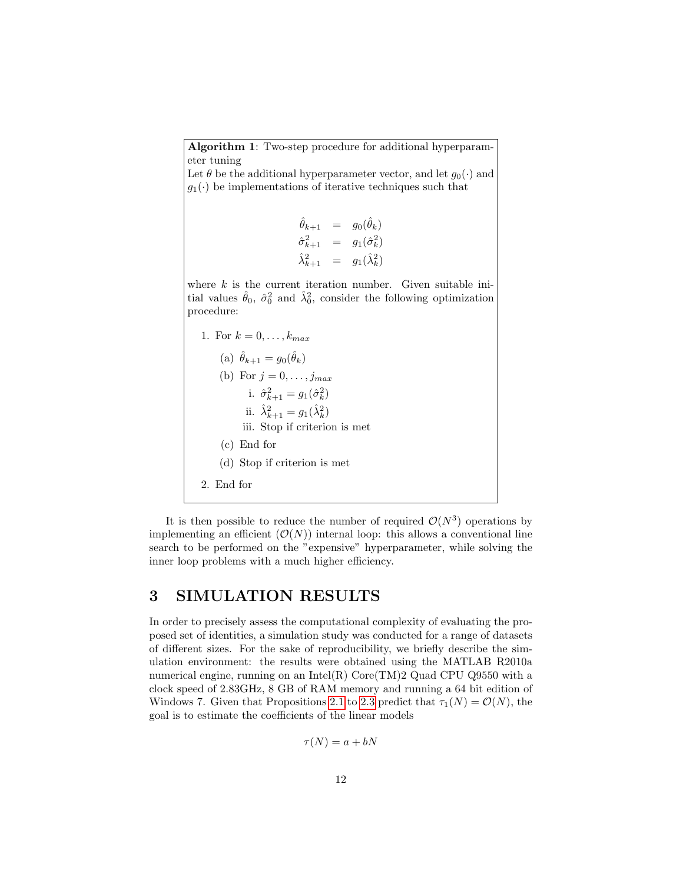**Algorithm 1**: Two-step procedure for additional hyperparameter tuning

Let $\theta$ be the additional hyperparameter vector, and let $g_0(\cdot)$ and $g_1(\cdot)$ be implementations of iterative techniques such that

$$
\begin{aligned}
\hat{\theta}_{k+1} &= g_0(\hat{\theta}_k) \\
\hat{\sigma}^2_{k+1} &= g_1(\hat{\sigma}^2_k) \\
\hat{\lambda}^2_{k+1} &= g_1(\hat{\lambda}^2_k)
\end{aligned}
$$

where $k$ is the current iteration number. Given suitable initial values $\hat{\theta}_0$, $\hat{\sigma}^2_0$ and $\hat{\lambda}^2_0$, consider the following optimization procedure:

1. For $k = 0, \dots, k_{max}$
   - (a) $\hat{\theta}_{k+1} = g_0(\hat{\theta}_k)$
   - (b) For $j = 0, \dots, j_{max}$
     - i. $\hat{\sigma}^2_{k+1} = g_1(\hat{\sigma}^2_k)$
     - ii. $\hat{\lambda}^2_{k+1} = g_1(\hat{\lambda}^2_k)$
     - iii. Stop if criterion is met
   - (c) End for
   - (d) Stop if criterion is met
2. End for

It is then possible to reduce the number of required $\mathcal{O}(N^3)$ operations by implementing an efficient ($\mathcal{O}(N)$) internal loop: this allows a conventional line search to be performed on the "expensive" hyperparameter, while solving the inner loop problems with a much higher efficiency.

# 3 SIMULATION RESULTS

In order to precisely assess the computational complexity of evaluating the proposed set of identities, a simulation study was conducted for a range of datasets of different sizes. For the sake of reproducibility, we briefly describe the simulation environment: the results were obtained using the MATLAB R2010a numerical engine, running on an Intel(R) Core(TM)2 Quad CPU Q9550 with a clock speed of 2.83GHz, 8 GB of RAM memory and running a 64 bit edition of Windows 7. Given that Propositions 2.1 to 2.3 predict that $\tau_1(N) = \mathcal{O}(N)$, the goal is to estimate the coefficients of the linear models

$$
\tau(N) = a + bN
$$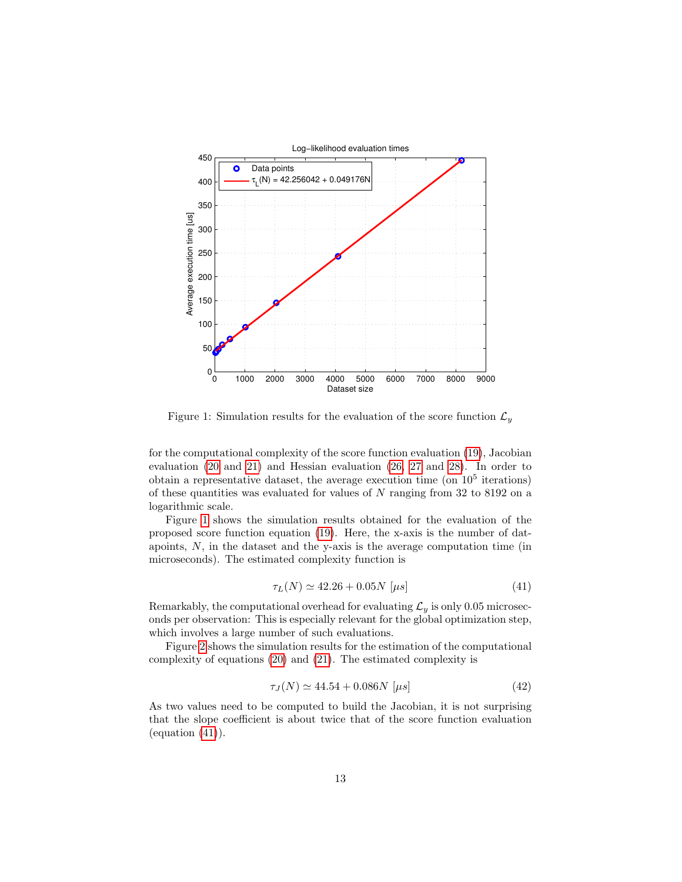Figure 1: Simulation results for the evaluation of the score function $\mathcal{L}_y$

for the computational complexity of the score function evaluation (19), Jacobian evaluation (20 and 21) and Hessian evaluation (26, 27 and 28). In order to obtain a representative dataset, the average execution time (on $10^5$ iterations) of these quantities was evaluated for values of $N$ ranging from 32 to 8192 on a logarithmic scale.

Figure 1 shows the simulation results obtained for the evaluation of the proposed score function equation (19). Here, the x-axis is the number of datapoints, $N$, in the dataset and the y-axis is the average computation time (in microseconds). The estimated complexity function is

$$\tau_L(N) \simeq 42.26 + 0.05N \; [\mu s] \tag{41}$$

Remarkably, the computational overhead for evaluating $\mathcal{L}_y$ is only 0.05 microseconds per observation: This is especially relevant for the global optimization step, which involves a large number of such evaluations.

Figure 2 shows the simulation results for the estimation of the computational complexity of equations (20) and (21). The estimated complexity is

$$\tau_J(N) \simeq 44.54 + 0.086N \; [\mu s] \tag{42}$$

As two values need to be computed to build the Jacobian, it is not surprising that the slope coefficient is about twice that of the score function evaluation (equation (41)).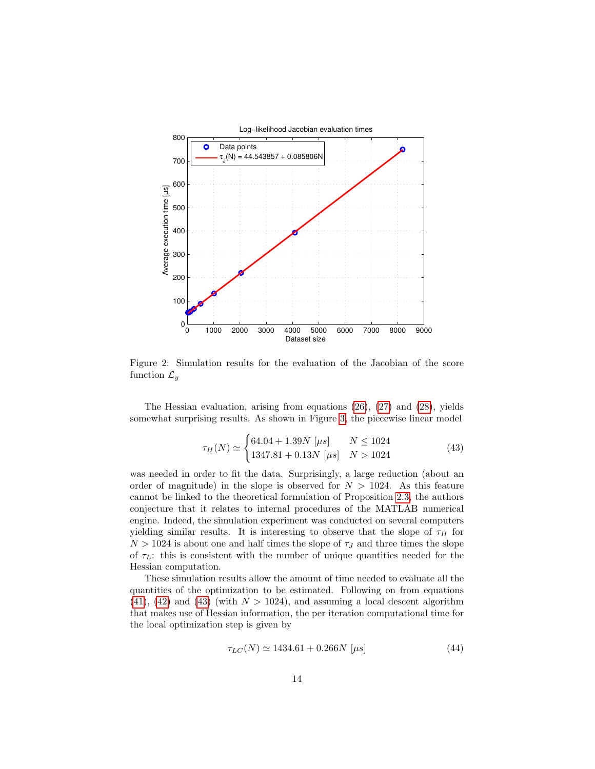Figure 2: Simulation results for the evaluation of the Jacobian of the score function $\mathcal{L}_y$

The Hessian evaluation, arising from equations (26), (27) and (28), yields somewhat surprising results. As shown in Figure 3, the piecewise linear model

$$\tau_H(N) \simeq \begin{cases} 64.04 + 1.39N \ [\mu s] & N \leq 1024 \\ 1347.81 + 0.13N \ [\mu s] & N > 1024 \end{cases} \tag{43}$$

was needed in order to fit the data. Surprisingly, a large reduction (about an order of magnitude) in the slope is observed for $N > 1024$. As this feature cannot be linked to the theoretical formulation of Proposition 2.3, the authors conjecture that it relates to internal procedures of the MATLAB numerical engine. Indeed, the simulation experiment was conducted on several computers yielding similar results. It is interesting to observe that the slope of $\tau_H$ for $N > 1024$ is about one and half times the slope of $\tau_J$ and three times the slope of $\tau_L$: this is consistent with the number of unique quantities needed for the Hessian computation.

These simulation results allow the amount of time needed to evaluate all the quantities of the optimization to be estimated. Following on from equations (41), (42) and (43) (with $N > 1024$), and assuming a local descent algorithm that makes use of Hessian information, the per iteration computational time for the local optimization step is given by

$$\tau_{LC}(N) \simeq 1434.61 + 0.266N \ [\mu s] \tag{44}$$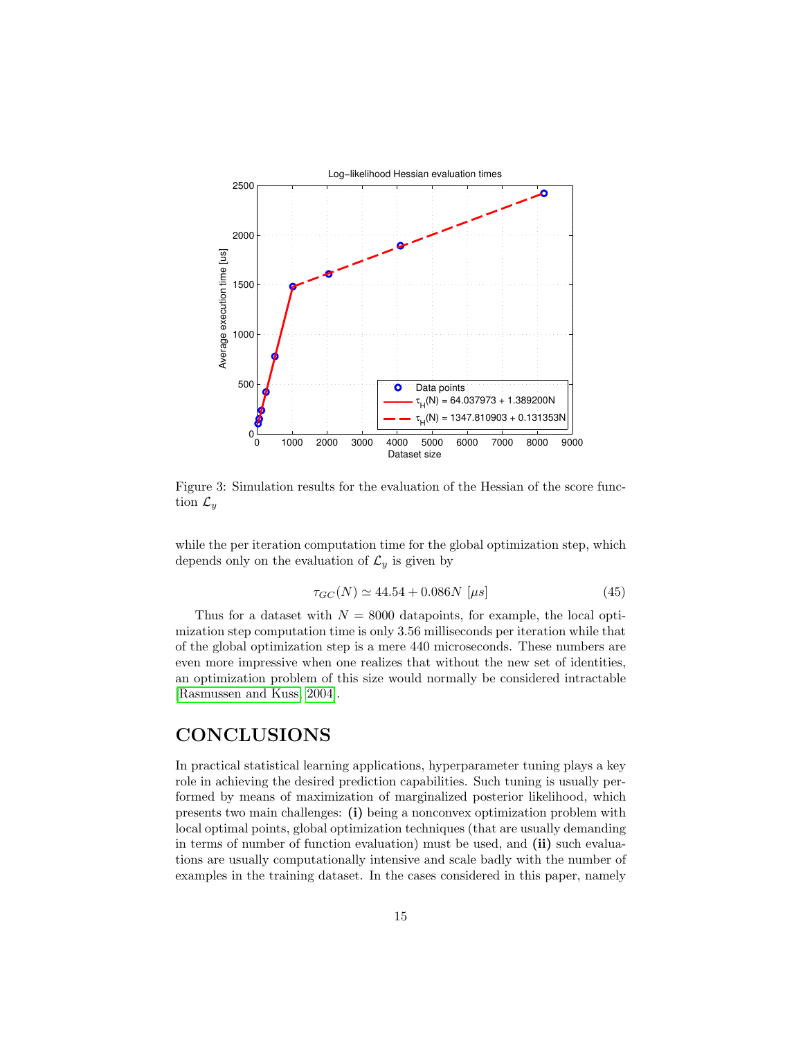Figure 3: Simulation results for the evaluation of the Hessian of the score function $\mathcal{L}_y$

while the per iteration computation time for the global optimization step, which depends only on the evaluation of $\mathcal{L}_y$ is given by

$$\tau_{GC}(N) \simeq 44.54 + 0.086N \; [\mu s] \tag{45}$$

Thus for a dataset with $N = 8000$ datapoints, for example, the local optimization step computation time is only 3.56 milliseconds per iteration while that of the global optimization step is a mere 440 microseconds. These numbers are even more impressive when one realizes that without the new set of identities, an optimization problem of this size would normally be considered intractable [Rasmussen and Kuss, 2004].

# CONCLUSIONS

In practical statistical learning applications, hyperparameter tuning plays a key role in achieving the desired prediction capabilities. Such tuning is usually performed by means of maximization of marginalized posterior likelihood, which presents two main challenges: **(i)** being a nonconvex optimization problem with local optimal points, global optimization techniques (that are usually demanding in terms of number of function evaluation) must be used, and **(ii)** such evaluations are usually computationally intensive and scale badly with the number of examples in the training dataset. In the cases considered in this paper, namely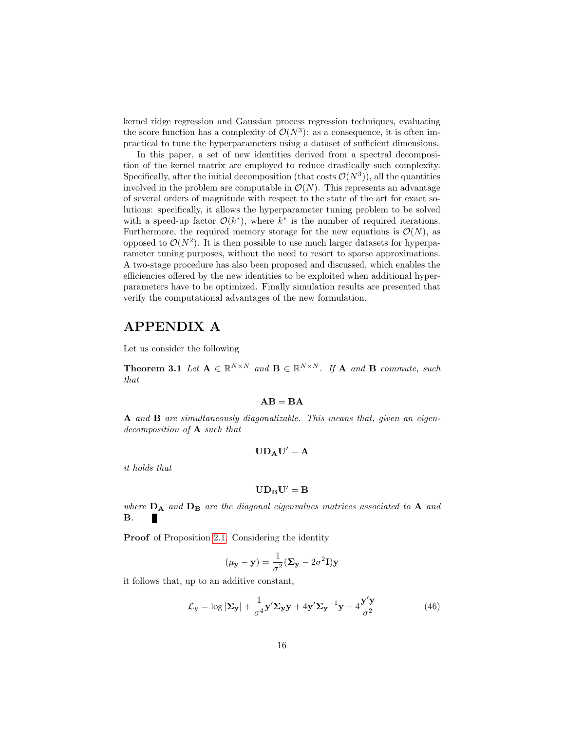kernel ridge regression and Gaussian process regression techniques, evaluating the score function has a complexity of $\mathcal{O}(N^3)$: as a consequence, it is often impractical to tune the hyperparameters using a dataset of sufficient dimensions.

In this paper, a set of new identities derived from a spectral decomposition of the kernel matrix are employed to reduce drastically such complexity. Specifically, after the initial decomposition (that costs $\mathcal{O}(N^3)$), all the quantities involved in the problem are computable in $\mathcal{O}(N)$. This represents an advantage of several orders of magnitude with respect to the state of the art for exact solutions: specifically, it allows the hyperparameter tuning problem to be solved with a speed-up factor $\mathcal{O}(k^*)$, where $k^*$ is the number of required iterations. Furthermore, the required memory storage for the new equations is $\mathcal{O}(N)$, as opposed to $\mathcal{O}(N^2)$. It is then possible to use much larger datasets for hyperparameter tuning purposes, without the need to resort to sparse approximations. A two-stage procedure has also been proposed and discussed, which enables the efficiencies offered by the new identities to be exploited when additional hyperparameters have to be optimized. Finally simulation results are presented that verify the computational advantages of the new formulation.

# APPENDIX A

Let us consider the following

**Theorem 3.1** *Let $\mathbf{A} \in \mathbb{R}^{N\times N}$ and $\mathbf{B} \in \mathbb{R}^{N\times N}$. If $\mathbf{A}$ and $\mathbf{B}$ commute, such that*

$$\mathbf{AB} = \mathbf{BA}$$

*$\mathbf{A}$ and $\mathbf{B}$ are simultaneously diagonalizable. This means that, given an eigendecomposition of $\mathbf{A}$ such that*

$$\mathbf{U}\mathbf{D}_{\mathbf{A}}\mathbf{U}' = \mathbf{A}$$

*it holds that*

$$\mathbf{U}\mathbf{D}_{\mathbf{B}}\mathbf{U}' = \mathbf{B}$$

*where $\mathbf{D}_{\mathbf{A}}$ and $\mathbf{D}_{\mathbf{B}}$ are the diagonal eigenvalues matrices associated to $\mathbf{A}$ and $\mathbf{B}$.* ∎

**Proof** of Proposition 2.1. Considering the identity

$$(\mu_{\mathbf{y}} - \mathbf{y}) = \frac{1}{\sigma^2}(\mathbf{\Sigma}_{\mathbf{y}} - 2\sigma^2\mathbf{I})\mathbf{y}$$

it follows that, up to an additive constant,

$$\mathcal{L}_y = \log|\mathbf{\Sigma}_{\mathbf{y}}| + \frac{1}{\sigma^4}\mathbf{y}'\mathbf{\Sigma}_{\mathbf{y}}\mathbf{y} + 4\mathbf{y}'{\mathbf{\Sigma}_{\mathbf{y}}}^{-1}\mathbf{y} - 4\frac{\mathbf{y}'\mathbf{y}}{\sigma^2} \tag{46}$$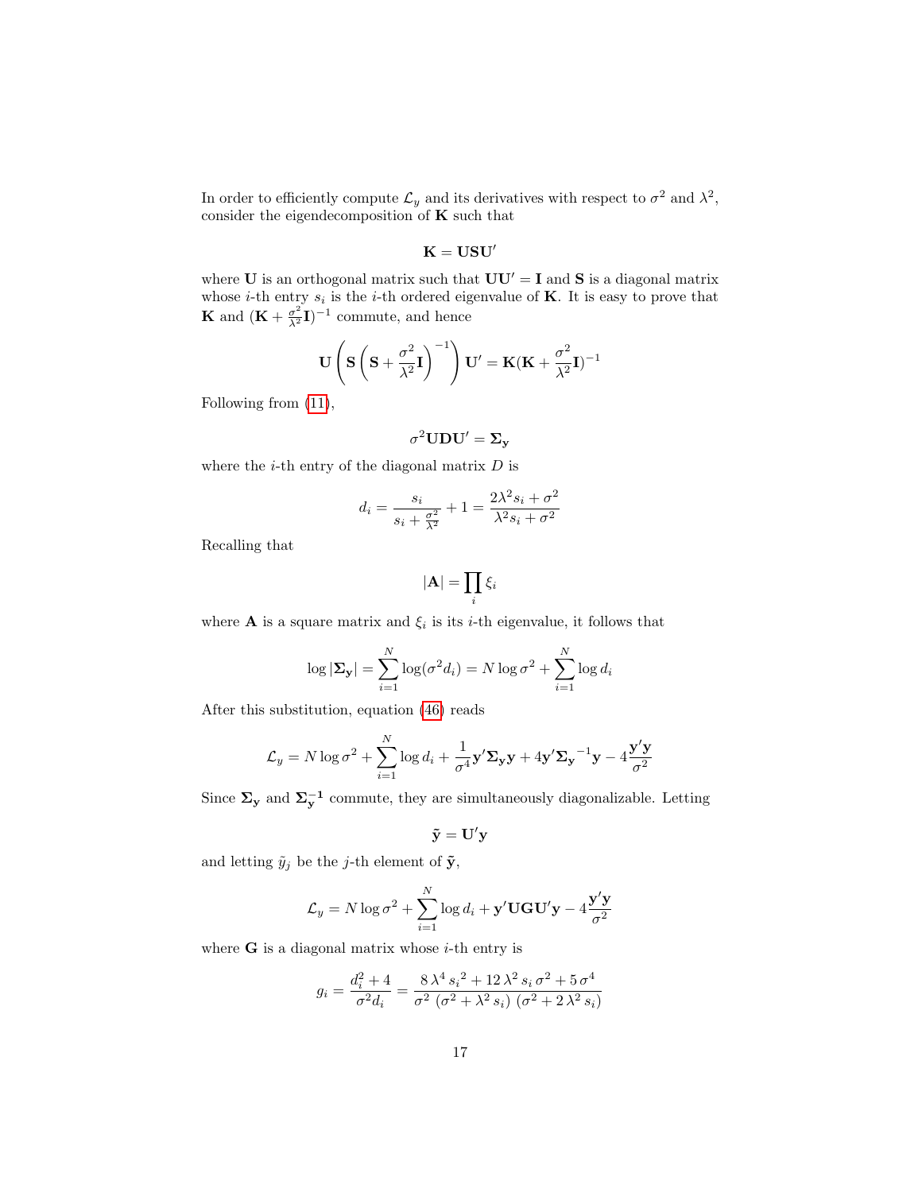In order to efficiently compute $\mathcal{L}_y$ and its derivatives with respect to $\sigma^2$ and $\lambda^2$, consider the eigendecomposition of $\mathbf{K}$ such that

$$\mathbf{K} = \mathbf{U}\mathbf{S}\mathbf{U}'$$

where $\mathbf{U}$ is an orthogonal matrix such that $\mathbf{U}\mathbf{U}' = \mathbf{I}$ and $\mathbf{S}$ is a diagonal matrix whose $i$-th entry $s_i$ is the $i$-th ordered eigenvalue of $\mathbf{K}$. It is easy to prove that $\mathbf{K}$ and $(\mathbf{K} + \frac{\sigma^2}{\lambda^2}\mathbf{I})^{-1}$ commute, and hence

$$\mathbf{U}\left(\mathbf{S}\left(\mathbf{S} + \frac{\sigma^2}{\lambda^2}\mathbf{I}\right)^{-1}\right)\mathbf{U}' = \mathbf{K}(\mathbf{K} + \frac{\sigma^2}{\lambda^2}\mathbf{I})^{-1}$$

Following from (11),

$$\sigma^2\mathbf{U}\mathbf{D}\mathbf{U}' = \mathbf{\Sigma_y}$$

where the $i$-th entry of the diagonal matrix $D$ is

$$d_i = \frac{s_i}{s_i + \frac{\sigma^2}{\lambda^2}} + 1 = \frac{2\lambda^2 s_i + \sigma^2}{\lambda^2 s_i + \sigma^2}$$

Recalling that

$$|\mathbf{A}| = \prod_i \xi_i$$

where $\mathbf{A}$ is a square matrix and $\xi_i$ is its $i$-th eigenvalue, it follows that

$$\log|\mathbf{\Sigma_y}| = \sum_{i=1}^{N} \log(\sigma^2 d_i) = N\log\sigma^2 + \sum_{i=1}^{N}\log d_i$$

After this substitution, equation (46) reads

$$\mathcal{L}_y = N\log\sigma^2 + \sum_{i=1}^{N}\log d_i + \frac{1}{\sigma^4}\mathbf{y}'\mathbf{\Sigma_y}\mathbf{y} + 4\mathbf{y}'\mathbf{\Sigma_y}^{-1}\mathbf{y} - 4\frac{\mathbf{y}'\mathbf{y}}{\sigma^2}$$

Since $\mathbf{\Sigma_y}$ and $\mathbf{\Sigma_y^{-1}}$ commute, they are simultaneously diagonalizable. Letting

$$\tilde{\mathbf{y}} = \mathbf{U}'\mathbf{y}$$

and letting $\tilde{y}_j$ be the $j$-th element of $\tilde{\mathbf{y}}$,

$$\mathcal{L}_y = N\log\sigma^2 + \sum_{i=1}^{N}\log d_i + \mathbf{y}'\mathbf{U}\mathbf{G}\mathbf{U}'\mathbf{y} - 4\frac{\mathbf{y}'\mathbf{y}}{\sigma^2}$$

where $\mathbf{G}$ is a diagonal matrix whose $i$-th entry is

$$g_i = \frac{d_i^2 + 4}{\sigma^2 d_i} = \frac{8\,\lambda^4\,{s_i}^2 + 12\,\lambda^2\,s_i\,\sigma^2 + 5\,\sigma^4}{\sigma^2\,\left(\sigma^2 + \lambda^2\,s_i\right)\,\left(\sigma^2 + 2\,\lambda^2\,s_i\right)}$$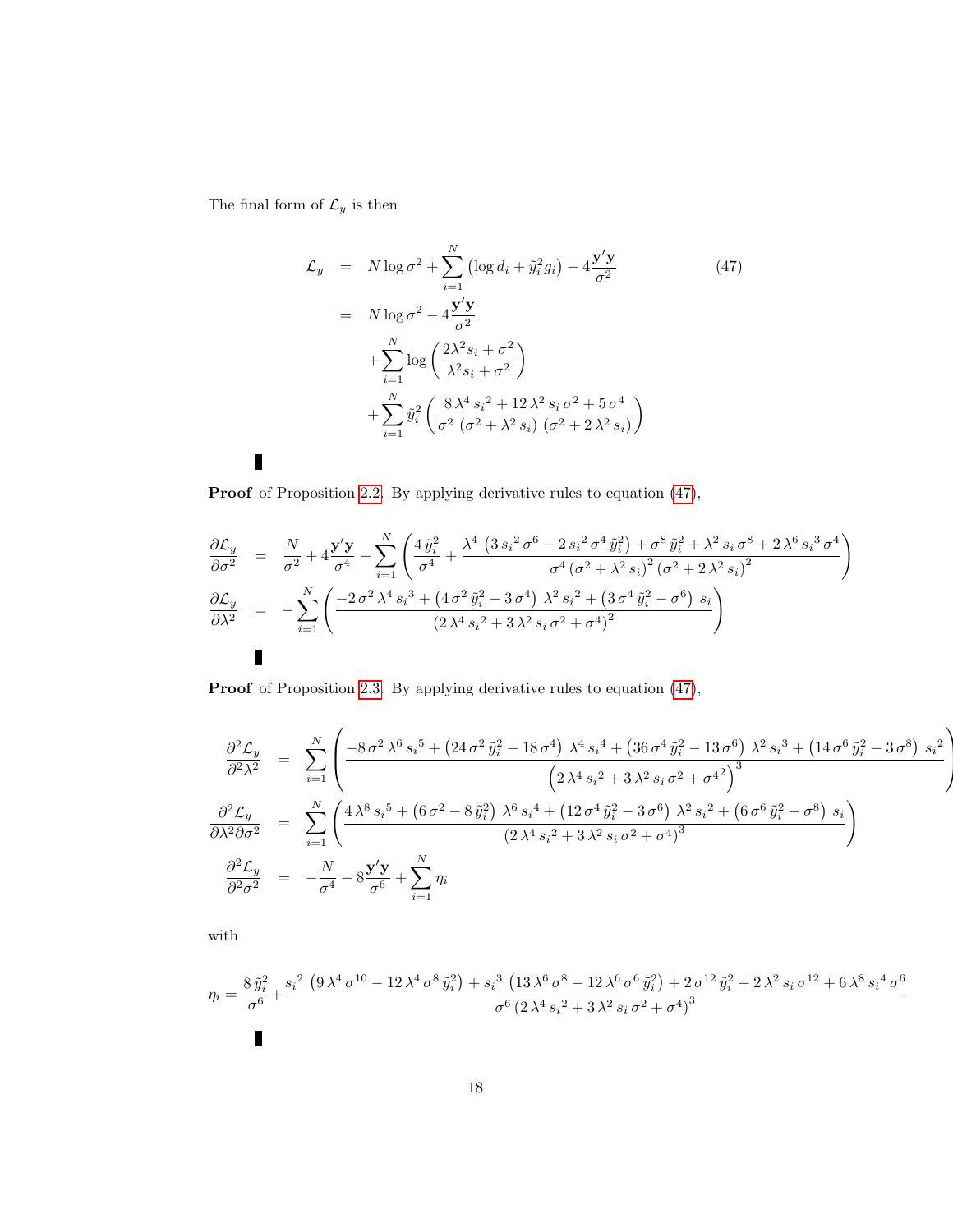The final form of $\mathcal{L}_y$ is then

$$
\begin{aligned}
\mathcal{L}_y &= N \log \sigma^2 + \sum_{i=1}^{N} \left( \log d_i + \tilde{y}_i^2 g_i \right) - 4 \frac{\mathbf{y}'\mathbf{y}}{\sigma^2} \qquad (47) \\
&= N \log \sigma^2 - 4 \frac{\mathbf{y}'\mathbf{y}}{\sigma^2} \\
&\quad + \sum_{i=1}^{N} \log \left( \frac{2\lambda^2 s_i + \sigma^2}{\lambda^2 s_i + \sigma^2} \right) \\
&\quad + \sum_{i=1}^{N} \tilde{y}_i^2 \left( \frac{8\,\lambda^4\, {s_i}^2 + 12\,\lambda^2\, s_i\, \sigma^2 + 5\,\sigma^4}{\sigma^2\, \left(\sigma^2 + \lambda^2\, s_i\right)\, \left(\sigma^2 + 2\,\lambda^2\, s_i\right)} \right)
\end{aligned}
$$

■

**Proof** of Proposition 2.2. By applying derivative rules to equation (47),

$$
\begin{aligned}
\frac{\partial \mathcal{L}_y}{\partial \sigma^2} &= \frac{N}{\sigma^2} + 4 \frac{\mathbf{y}'\mathbf{y}}{\sigma^4} - \sum_{i=1}^{N} \left( \frac{4\, \tilde{y}_i^2}{\sigma^4} + \frac{\lambda^4\, \left(3\, {s_i}^2\, \sigma^6 - 2\, {s_i}^2\, \sigma^4\, \tilde{y}_i^2\right) + \sigma^8\, \tilde{y}_i^2 + \lambda^2\, s_i\, \sigma^8 + 2\, \lambda^6\, {s_i}^3\, \sigma^4}{\sigma^4\, \left(\sigma^2 + \lambda^2\, s_i\right)^2 \left(\sigma^2 + 2\,\lambda^2\, s_i\right)^2} \right) \\
\frac{\partial \mathcal{L}_y}{\partial \lambda^2} &= -\sum_{i=1}^{N} \left( \frac{-2\, \sigma^2\, \lambda^4\, {s_i}^3 + \left(4\, \sigma^2\, \tilde{y}_i^2 - 3\, \sigma^4\right)\, \lambda^2\, {s_i}^2 + \left(3\, \sigma^4\, \tilde{y}_i^2 - \sigma^6\right)\, s_i}{\left(2\, \lambda^4\, {s_i}^2 + 3\, \lambda^2\, s_i\, \sigma^2 + \sigma^4\right)^2} \right)
\end{aligned}
$$

■

**Proof** of Proposition 2.3. By applying derivative rules to equation (47),

$$
\begin{aligned}
\frac{\partial^2 \mathcal{L}_y}{\partial^2 \lambda^2} &= \sum_{i=1}^{N} \left( \frac{-8\, \sigma^2\, \lambda^6\, {s_i}^5 + \left(24\, \sigma^2\, \tilde{y}_i^2 - 18\, \sigma^4\right)\, \lambda^4\, {s_i}^4 + \left(36\, \sigma^4\, \tilde{y}_i^2 - 13\, \sigma^6\right)\, \lambda^2\, {s_i}^3 + \left(14\, \sigma^6\, \tilde{y}_i^2 - 3\, \sigma^8\right)\, {s_i}^2}{\left(2\, \lambda^4\, {s_i}^2 + 3\, \lambda^2\, s_i\, \sigma^2 + {\sigma^4}^2\right)^3} \right) \\
\frac{\partial^2 \mathcal{L}_y}{\partial \lambda^2 \partial \sigma^2} &= \sum_{i=1}^{N} \left( \frac{4\, \lambda^8\, {s_i}^5 + \left(6\, \sigma^2 - 8\, \tilde{y}_i^2\right)\, \lambda^6\, {s_i}^4 + \left(12\, \sigma^4\, \tilde{y}_i^2 - 3\, \sigma^6\right)\, \lambda^2\, {s_i}^2 + \left(6\, \sigma^6\, \tilde{y}_i^2 - \sigma^8\right)\, s_i}{\left(2\, \lambda^4\, {s_i}^2 + 3\, \lambda^2\, s_i\, \sigma^2 + \sigma^4\right)^3} \right) \\
\frac{\partial^2 \mathcal{L}_y}{\partial^2 \sigma^2} &= -\frac{N}{\sigma^4} - 8 \frac{\mathbf{y}'\mathbf{y}}{\sigma^6} + \sum_{i=1}^{N} \eta_i
\end{aligned}
$$

with

$$
\eta_i = \frac{8\, \tilde{y}_i^2}{\sigma^6} + \frac{{s_i}^2\, \left(9\, \lambda^4\, \sigma^{10} - 12\, \lambda^4\, \sigma^8\, \tilde{y}_i^2\right) + {s_i}^3\, \left(13\, \lambda^6\, \sigma^8 - 12\, \lambda^6\, \sigma^6\, \tilde{y}_i^2\right) + 2\, \sigma^{12}\, \tilde{y}_i^2 + 2\, \lambda^2\, s_i\, \sigma^{12} + 6\, \lambda^8\, {s_i}^4\, \sigma^6}{\sigma^6\, \left(2\, \lambda^4\, {s_i}^2 + 3\, \lambda^2\, s_i\, \sigma^2 + \sigma^4\right)^3}
$$

■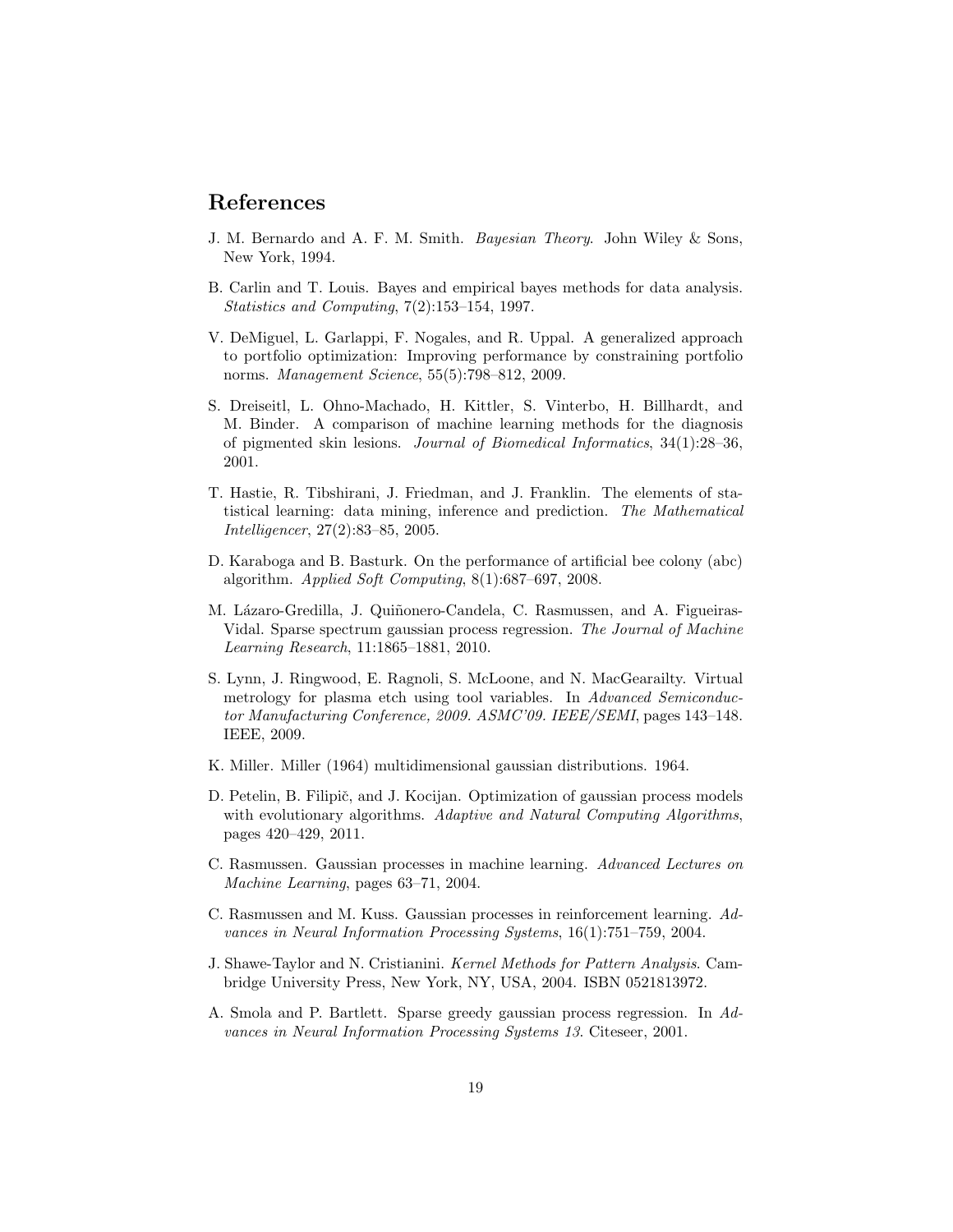# References

J. M. Bernardo and A. F. M. Smith. *Bayesian Theory*. John Wiley & Sons, New York, 1994.

B. Carlin and T. Louis. Bayes and empirical bayes methods for data analysis. *Statistics and Computing*, 7(2):153–154, 1997.

V. DeMiguel, L. Garlappi, F. Nogales, and R. Uppal. A generalized approach to portfolio optimization: Improving performance by constraining portfolio norms. *Management Science*, 55(5):798–812, 2009.

S. Dreiseitl, L. Ohno-Machado, H. Kittler, S. Vinterbo, H. Billhardt, and M. Binder. A comparison of machine learning methods for the diagnosis of pigmented skin lesions. *Journal of Biomedical Informatics*, 34(1):28–36, 2001.

T. Hastie, R. Tibshirani, J. Friedman, and J. Franklin. The elements of statistical learning: data mining, inference and prediction. *The Mathematical Intelligencer*, 27(2):83–85, 2005.

D. Karaboga and B. Basturk. On the performance of artificial bee colony (abc) algorithm. *Applied Soft Computing*, 8(1):687–697, 2008.

M. Lázaro-Gredilla, J. Quiñonero-Candela, C. Rasmussen, and A. Figueiras-Vidal. Sparse spectrum gaussian process regression. *The Journal of Machine Learning Research*, 11:1865–1881, 2010.

S. Lynn, J. Ringwood, E. Ragnoli, S. McLoone, and N. MacGearailty. Virtual metrology for plasma etch using tool variables. In *Advanced Semiconductor Manufacturing Conference, 2009. ASMC'09. IEEE/SEMI*, pages 143–148. IEEE, 2009.

K. Miller. Miller (1964) multidimensional gaussian distributions. 1964.

D. Petelin, B. Filipič, and J. Kocijan. Optimization of gaussian process models with evolutionary algorithms. *Adaptive and Natural Computing Algorithms*, pages 420–429, 2011.

C. Rasmussen. Gaussian processes in machine learning. *Advanced Lectures on Machine Learning*, pages 63–71, 2004.

C. Rasmussen and M. Kuss. Gaussian processes in reinforcement learning. *Advances in Neural Information Processing Systems*, 16(1):751–759, 2004.

J. Shawe-Taylor and N. Cristianini. *Kernel Methods for Pattern Analysis*. Cambridge University Press, New York, NY, USA, 2004. ISBN 0521813972.

A. Smola and P. Bartlett. Sparse greedy gaussian process regression. In *Advances in Neural Information Processing Systems 13*. Citeseer, 2001.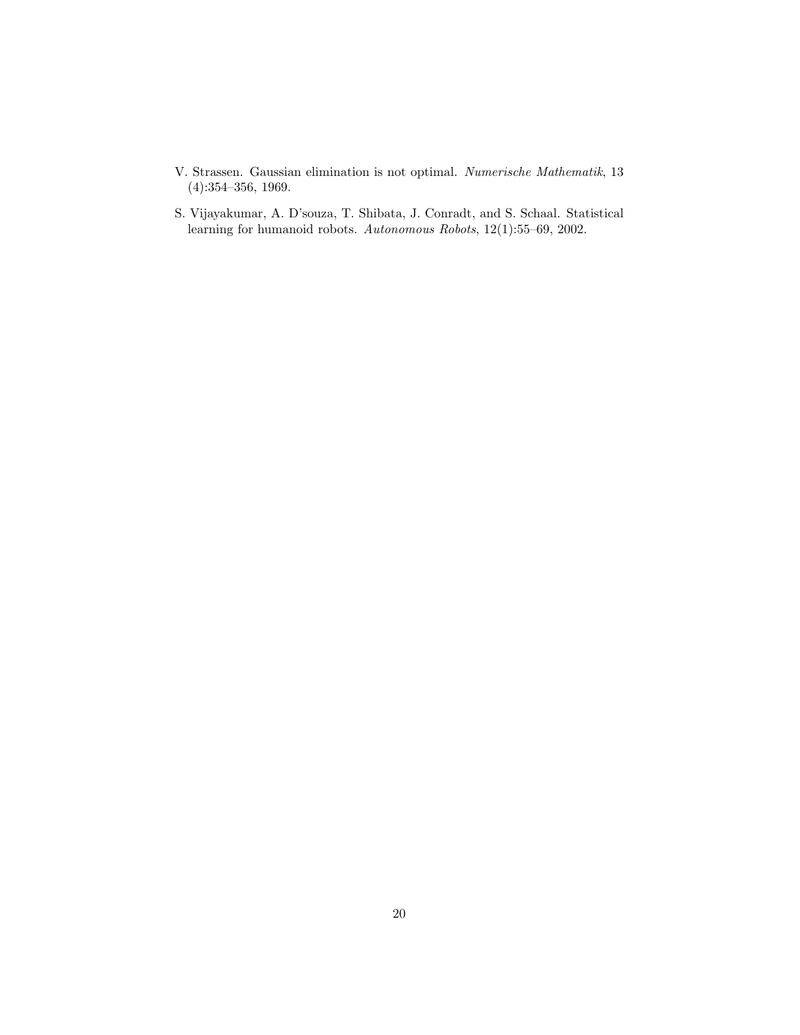V. Strassen. Gaussian elimination is not optimal. *Numerische Mathematik*, 13 (4):354–356, 1969.

S. Vijayakumar, A. D'souza, T. Shibata, J. Conradt, and S. Schaal. Statistical learning for humanoid robots. *Autonomous Robots*, 12(1):55–69, 2002.